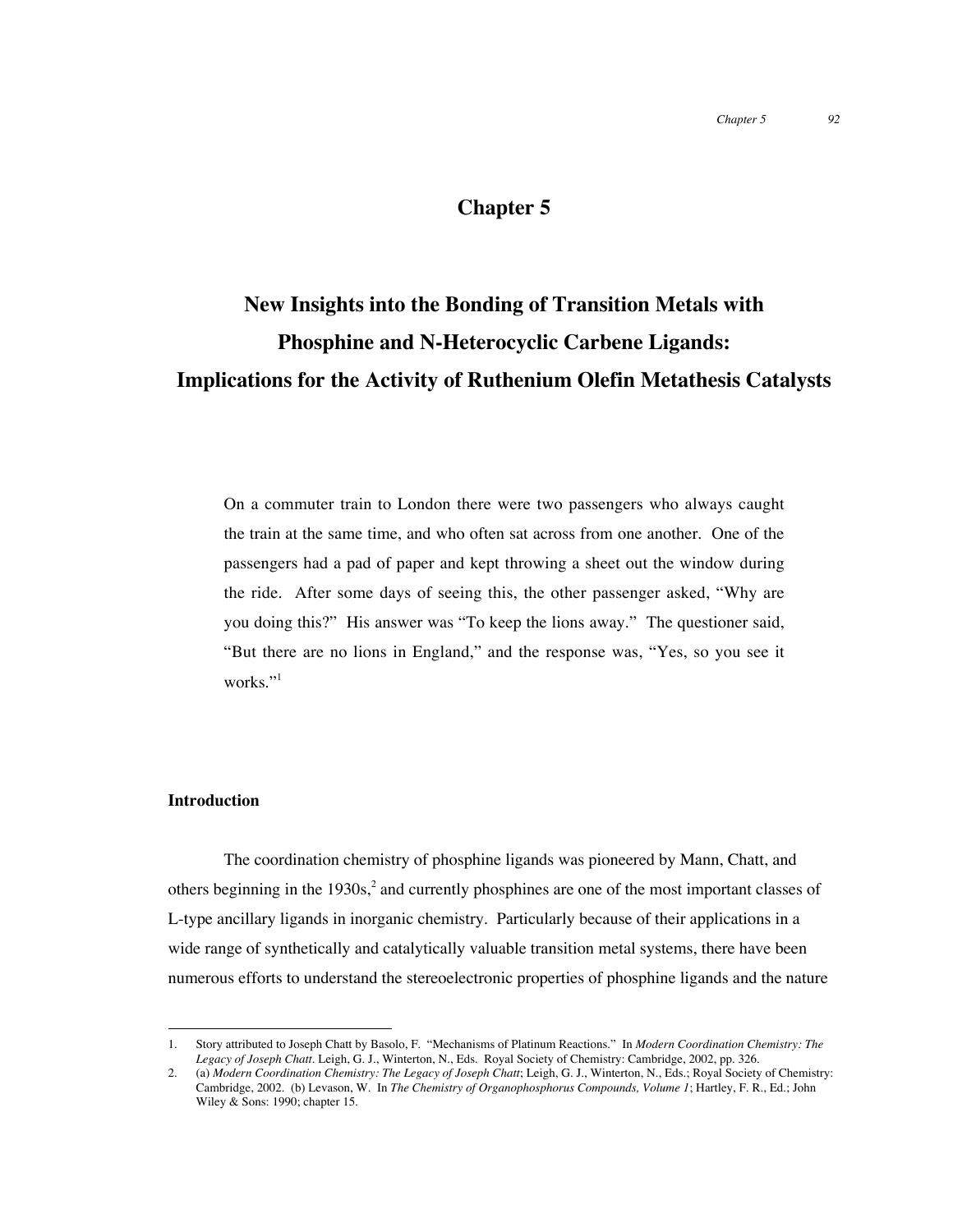# Chapter 5

## New Insights into the Bonding of Transition Metals with Phosphine and N-Heterocyclic Carbene Ligands: Implications for the Activity of Ruthenium Olefin Metathesis Catalysts

> On a commuter train to London there were two passengers who always caught the train at the same time, and who often sat across from one another. One of the passengers had a pad of paper and kept throwing a sheet out the window during the ride. After some days of seeing this, the other passenger asked, "Why are you doing this?" His answer was "To keep the lions away." The questioner said, "But there are no lions in England," and the response was, "Yes, so you see it works."[1]

### Introduction

The coordination chemistry of phosphine ligands was pioneered by Mann, Chatt, and others beginning in the 1930s,[2] and currently phosphines are one of the most important classes of L-type ancillary ligands in inorganic chemistry. Particularly because of their applications in a wide range of synthetically and catalytically valuable transition metal systems, there have been numerous efforts to understand the stereoelectronic properties of phosphine ligands and the nature

---

1. Story attributed to Joseph Chatt by Basolo, F. "Mechanisms of Platinum Reactions." In *Modern Coordination Chemistry: The Legacy of Joseph Chatt*. Leigh, G. J., Winterton, N., Eds. Royal Society of Chemistry: Cambridge, 2002, pp. 326.
2. (a) *Modern Coordination Chemistry: The Legacy of Joseph Chatt*; Leigh, G. J., Winterton, N., Eds.; Royal Society of Chemistry: Cambridge, 2002. (b) Levason, W. In *The Chemistry of Organophosphorus Compounds, Volume 1*; Hartley, F. R., Ed.; John Wiley & Sons: 1990; chapter 15.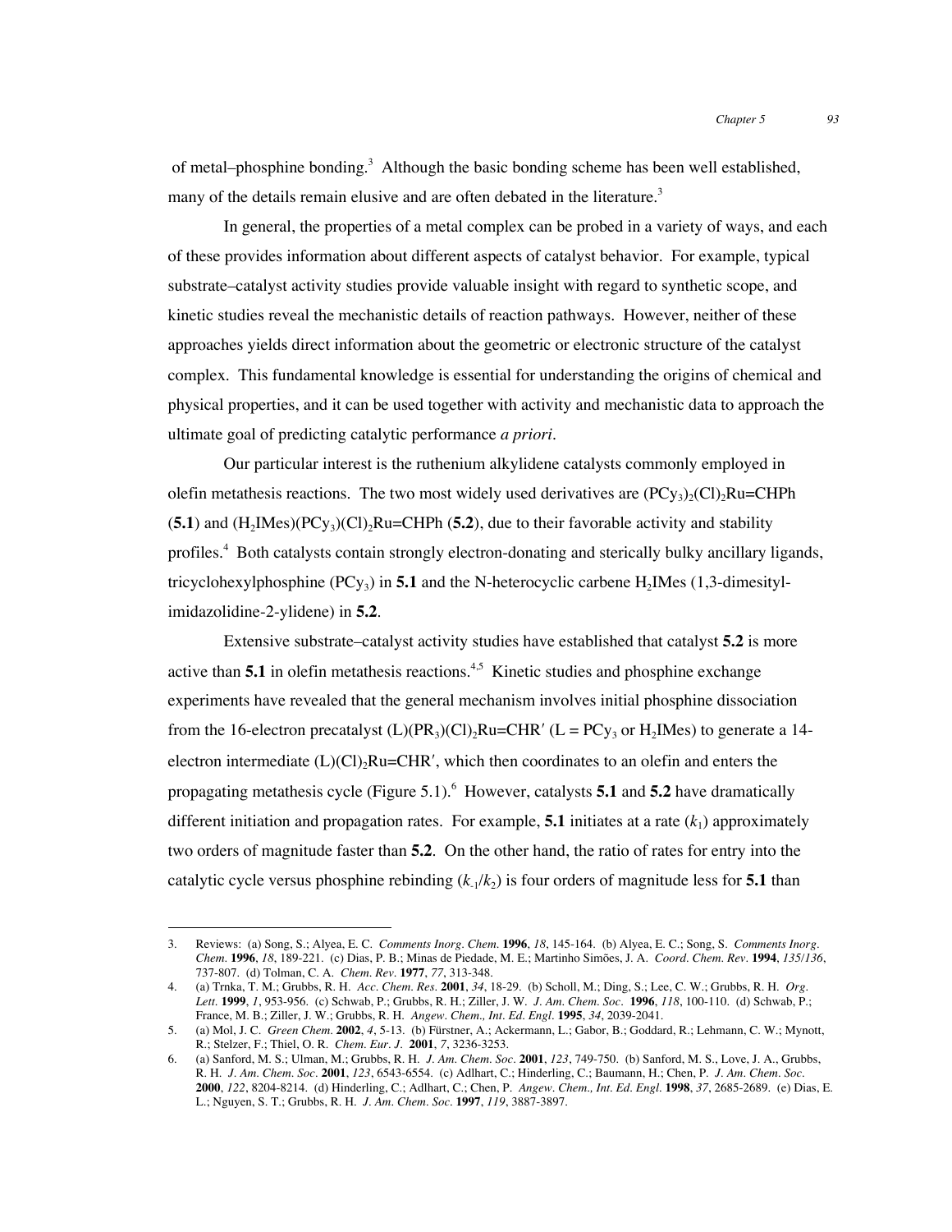of metal–phosphine bonding.[3] Although the basic bonding scheme has been well established, many of the details remain elusive and are often debated in the literature.[3]

In general, the properties of a metal complex can be probed in a variety of ways, and each of these provides information about different aspects of catalyst behavior. For example, typical substrate–catalyst activity studies provide valuable insight with regard to synthetic scope, and kinetic studies reveal the mechanistic details of reaction pathways. However, neither of these approaches yields direct information about the geometric or electronic structure of the catalyst complex. This fundamental knowledge is essential for understanding the origins of chemical and physical properties, and it can be used together with activity and mechanistic data to approach the ultimate goal of predicting catalytic performance *a priori*.

Our particular interest is the ruthenium alkylidene catalysts commonly employed in olefin metathesis reactions. The two most widely used derivatives are $(PCy_3)_2(Cl)_2Ru{=}CHPh$ (**5.1**) and $(H_2IMes)(PCy_3)(Cl)_2Ru{=}CHPh$ (**5.2**), due to their favorable activity and stability profiles.[4] Both catalysts contain strongly electron-donating and sterically bulky ancillary ligands, tricyclohexylphosphine ($PCy_3$) in **5.1** and the N-heterocyclic carbene $H_2IMes$ (1,3-dimesityl-imidazolidine-2-ylidene) in **5.2**.

Extensive substrate–catalyst activity studies have established that catalyst **5.2** is more active than **5.1** in olefin metathesis reactions.[4,5] Kinetic studies and phosphine exchange experiments have revealed that the general mechanism involves initial phosphine dissociation from the 16-electron precatalyst $(L)(PR_3)(Cl)_2Ru{=}CHR'$ (L = $PCy_3$ or $H_2IMes$) to generate a 14-electron intermediate $(L)(Cl)_2Ru{=}CHR'$, which then coordinates to an olefin and enters the propagating metathesis cycle (Figure 5.1).[6] However, catalysts **5.1** and **5.2** have dramatically different initiation and propagation rates. For example, **5.1** initiates at a rate ($k_1$) approximately two orders of magnitude faster than **5.2**. On the other hand, the ratio of rates for entry into the catalytic cycle versus phosphine rebinding ($k_{-1}/k_2$) is four orders of magnitude less for **5.1** than

---

3. Reviews: (a) Song, S.; Alyea, E. C. *Comments Inorg. Chem.* **1996**, *18*, 145-164. (b) Alyea, E. C.; Song, S. *Comments Inorg. Chem.* **1996**, *18*, 189-221. (c) Dias, P. B.; Minas de Piedade, M. E.; Martinho Simões, J. A. *Coord. Chem. Rev.* **1994**, *135/136*, 737-807. (d) Tolman, C. A. *Chem. Rev.* **1977**, *77*, 313-348.
4. (a) Trnka, T. M.; Grubbs, R. H. *Acc. Chem. Res.* **2001**, *34*, 18-29. (b) Scholl, M.; Ding, S.; Lee, C. W.; Grubbs, R. H. *Org. Lett.* **1999**, *1*, 953-956. (c) Schwab, P.; Grubbs, R. H.; Ziller, J. W. *J. Am. Chem. Soc.* **1996**, *118*, 100-110. (d) Schwab, P.; France, M. B.; Ziller, J. W.; Grubbs, R. H. *Angew. Chem., Int. Ed. Engl.* **1995**, *34*, 2039-2041.
5. (a) Mol, J. C. *Green Chem.* **2002**, *4*, 5-13. (b) Fürstner, A.; Ackermann, L.; Gabor, B.; Goddard, R.; Lehmann, C. W.; Mynott, R.; Stelzer, F.; Thiel, O. R. *Chem. Eur. J.* **2001**, *7*, 3236-3253.
6. (a) Sanford, M. S.; Ulman, M.; Grubbs, R. H. *J. Am. Chem. Soc.* **2001**, *123*, 749-750. (b) Sanford, M. S., Love, J. A., Grubbs, R. H. *J. Am. Chem. Soc.* **2001**, *123*, 6543-6554. (c) Adlhart, C.; Hinderling, C.; Baumann, H.; Chen, P. *J. Am. Chem. Soc.* **2000**, *122*, 8204-8214. (d) Hinderling, C.; Adlhart, C.; Chen, P. *Angew. Chem., Int. Ed. Engl.* **1998**, *37*, 2685-2689. (e) Dias, E. L.; Nguyen, S. T.; Grubbs, R. H. *J. Am. Chem. Soc.* **1997**, *119*, 3887-3897.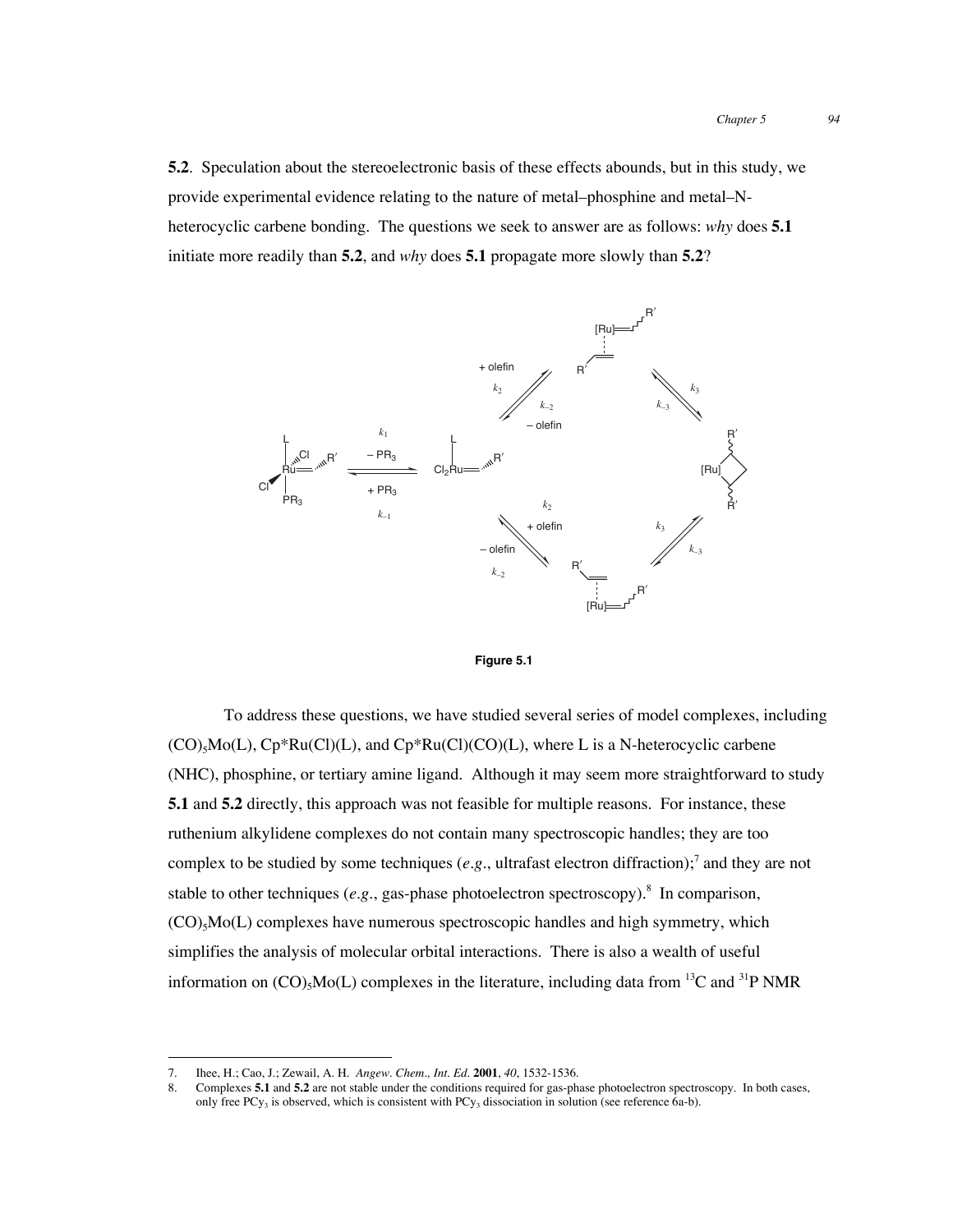**5.2**. Speculation about the stereoelectronic basis of these effects abounds, but in this study, we provide experimental evidence relating to the nature of metal–phosphine and metal–N-heterocyclic carbene bonding. The questions we seek to answer are as follows: *why* does **5.1** initiate more readily than **5.2**, and *why* does **5.1** propagate more slowly than **5.2**?

**Figure 5.1**

To address these questions, we have studied several series of model complexes, including $(CO)_5Mo(L)$, Cp*Ru(Cl)(L), and Cp*Ru(Cl)(CO)(L), where L is a N-heterocyclic carbene (NHC), phosphine, or tertiary amine ligand. Although it may seem more straightforward to study **5.1** and **5.2** directly, this approach was not feasible for multiple reasons. For instance, these ruthenium alkylidene complexes do not contain many spectroscopic handles; they are too complex to be studied by some techniques (*e.g.*, ultrafast electron diffraction);[7] and they are not stable to other techniques (*e.g.*, gas-phase photoelectron spectroscopy).[8] In comparison, $(CO)_5Mo(L)$ complexes have numerous spectroscopic handles and high symmetry, which simplifies the analysis of molecular orbital interactions. There is also a wealth of useful information on $(CO)_5Mo(L)$ complexes in the literature, including data from $^{13}C$ and $^{31}P$ NMR

---

7. Ihee, H.; Cao, J.; Zewail, A. H. *Angew. Chem., Int. Ed.* **2001**, *40*, 1532-1536.
8. Complexes **5.1** and **5.2** are not stable under the conditions required for gas-phase photoelectron spectroscopy. In both cases, only free $PCy_3$ is observed, which is consistent with $PCy_3$ dissociation in solution (see reference 6a-b).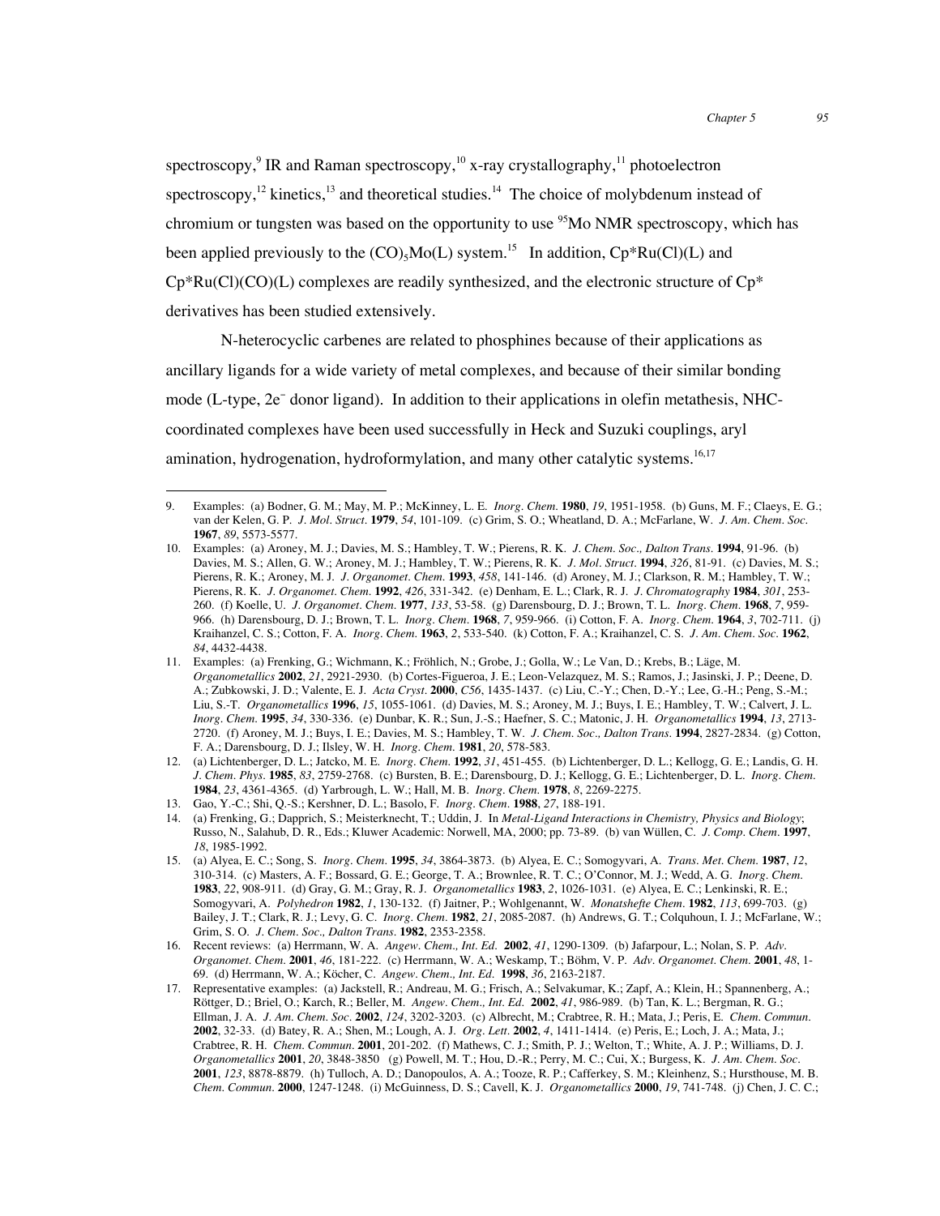spectroscopy,[9] IR and Raman spectroscopy,[10] x-ray crystallography,[11] photoelectron spectroscopy,[12] kinetics,[13] and theoretical studies.[14] The choice of molybdenum instead of chromium or tungsten was based on the opportunity to use $^{95}$Mo NMR spectroscopy, which has been applied previously to the $(CO)_5Mo(L)$ system.[15] In addition, Cp*Ru(Cl)(L) and Cp*Ru(Cl)(CO)(L) complexes are readily synthesized, and the electronic structure of Cp* derivatives has been studied extensively.

N-heterocyclic carbenes are related to phosphines because of their applications as ancillary ligands for a wide variety of metal complexes, and because of their similar bonding mode (L-type, $2e^-$ donor ligand). In addition to their applications in olefin metathesis, NHC-coordinated complexes have been used successfully in Heck and Suzuki couplings, aryl amination, hydrogenation, hydroformylation, and many other catalytic systems.[16,17]

---

9. Examples: (a) Bodner, G. M.; May, M. P.; McKinney, L. E. *Inorg. Chem.* **1980**, *19*, 1951-1958. (b) Guns, M. F.; Claeys, E. G.; van der Kelen, G. P. *J. Mol. Struct.* **1979**, *54*, 101-109. (c) Grim, S. O.; Wheatland, D. A.; McFarlane, W. *J. Am. Chem. Soc.* **1967**, *89*, 5573-5577.
10. Examples: (a) Aroney, M. J.; Davies, M. S.; Hambley, T. W.; Pierens, R. K. *J. Chem. Soc., Dalton Trans.* **1994**, 91-96. (b) Davies, M. S.; Allen, G. W.; Aroney, M. J.; Hambley, T. W.; Pierens, R. K. *J. Mol. Struct.* **1994**, *326*, 81-91. (c) Davies, M. S.; Pierens, R. K.; Aroney, M. J. *J. Organomet. Chem.* **1993**, *458*, 141-146. (d) Aroney, M. J.; Clarkson, R. M.; Hambley, T. W.; Pierens, R. K. *J. Organomet. Chem.* **1992**, *426*, 331-342. (e) Denham, E. L.; Clark, R. J. *J. Chromatography* **1984**, *301*, 253-260. (f) Koelle, U. *J. Organomet. Chem.* **1977**, *133*, 53-58. (g) Darensbourg, D. J.; Brown, T. L. *Inorg. Chem.* **1968**, *7*, 959-966. (h) Darensbourg, D. J.; Brown, T. L. *Inorg. Chem.* **1968**, *7*, 959-966. (i) Cotton, F. A. *Inorg. Chem.* **1964**, *3*, 702-711. (j) Kraihanzel, C. S.; Cotton, F. A. *Inorg. Chem.* **1963**, *2*, 533-540. (k) Cotton, F. A.; Kraihanzel, C. S. *J. Am. Chem. Soc.* **1962**, *84*, 4432-4438.
11. Examples: (a) Frenking, G.; Wichmann, K.; Fröhlich, N.; Grobe, J.; Golla, W.; Le Van, D.; Krebs, B.; Läge, M. *Organometallics* **2002**, *21*, 2921-2930. (b) Cortes-Figueroa, J. E.; Leon-Velazquez, M. S.; Ramos, J.; Jasinski, J. P.; Deene, D. A.; Zubkowski, J. D.; Valente, E. J. *Acta Cryst.* **2000**, *C56*, 1435-1437. (c) Liu, C.-Y.; Chen, D.-Y.; Lee, G.-H.; Peng, S.-M.; Liu, S.-T. *Organometallics* **1996**, *15*, 1055-1061. (d) Davies, M. S.; Aroney, M. J.; Buys, I. E.; Hambley, T. W.; Calvert, J. L. *Inorg. Chem.* **1995**, *34*, 330-336. (e) Dunbar, K. R.; Sun, J.-S.; Haefner, S. C.; Matonic, J. H. *Organometallics* **1994**, *13*, 2713-2720. (f) Aroney, M. J.; Buys, I. E.; Davies, M. S.; Hambley, T. W. *J. Chem. Soc., Dalton Trans.* **1994**, 2827-2834. (g) Cotton, F. A.; Darensbourg, D. J.; Ilsley, W. H. *Inorg. Chem.* **1981**, *20*, 578-583.
12. (a) Lichtenberger, D. L.; Jatcko, M. E. *Inorg. Chem.* **1992**, *31*, 451-455. (b) Lichtenberger, D. L.; Kellogg, G. E.; Landis, G. H. *J. Chem. Phys.* **1985**, *83*, 2759-2768. (c) Bursten, B. E.; Darensbourg, D. J.; Kellogg, G. E.; Lichtenberger, D. L. *Inorg. Chem.* **1984**, *23*, 4361-4365. (d) Yarbrough, L. W.; Hall, M. B. *Inorg. Chem.* **1978**, *8*, 2269-2275.
13. Gao, Y.-C.; Shi, Q.-S.; Kershner, D. L.; Basolo, F. *Inorg. Chem.* **1988**, *27*, 188-191.
14. (a) Frenking, G.; Dapprich, S.; Meisterknecht, T.; Uddin, J. In *Metal-Ligand Interactions in Chemistry, Physics and Biology*; Russo, N., Salahub, D. R., Eds.; Kluwer Academic: Norwell, MA, 2000; pp. 73-89. (b) van Wüllen, C. *J. Comp. Chem.* **1997**, *18*, 1985-1992.
15. (a) Alyea, E. C.; Song, S. *Inorg. Chem.* **1995**, *34*, 3864-3873. (b) Alyea, E. C.; Somogyvari, A. *Trans. Met. Chem.* **1987**, *12*, 310-314. (c) Masters, A. F.; Bossard, G. E.; George, T. A.; Brownlee, R. T. C.; O'Connor, M. J.; Wedd, A. G. *Inorg. Chem.* **1983**, *22*, 908-911. (d) Gray, G. M.; Gray, R. J. *Organometallics* **1983**, *2*, 1026-1031. (e) Alyea, E. C.; Lenkinski, R. E.; Somogyvari, A. *Polyhedron* **1982**, *1*, 130-132. (f) Jaitner, P.; Wohlgenannt, W. *Monatshefte Chem.* **1982**, *113*, 699-703. (g) Bailey, J. T.; Clark, R. J.; Levy, G. C. *Inorg. Chem.* **1982**, *21*, 2085-2087. (h) Andrews, G. T.; Colquhoun, I. J.; McFarlane, W.; Grim, S. O. *J. Chem. Soc., Dalton Trans.* **1982**, 2353-2358.
16. Recent reviews: (a) Herrmann, W. A. *Angew. Chem., Int. Ed.* **2002**, *41*, 1290-1309. (b) Jafarpour, L.; Nolan, S. P. *Adv. Organomet. Chem.* **2001**, *46*, 181-222. (c) Herrmann, W. A.; Weskamp, T.; Böhm, V. P. *Adv. Organomet. Chem.* **2001**, *48*, 1-69. (d) Herrmann, W. A.; Köcher, C. *Angew. Chem., Int. Ed.* **1998**, *36*, 2163-2187.
17. Representative examples: (a) Jackstell, R.; Andreau, M. G.; Frisch, A.; Selvakumar, K.; Zapf, A.; Klein, H.; Spannenberg, A.; Röttger, D.; Briel, O.; Karch, R.; Beller, M. *Angew. Chem., Int. Ed.* **2002**, *41*, 986-989. (b) Tan, K. L.; Bergman, R. G.; Ellman, J. A. *J. Am. Chem. Soc.* **2002**, *124*, 3202-3203. (c) Albrecht, M.; Crabtree, R. H.; Mata, J.; Peris, E. *Chem. Commun.* **2002**, 32-33. (d) Batey, R. A.; Shen, M.; Lough, A. J. *Org. Lett.* **2002**, *4*, 1411-1414. (e) Peris, E.; Loch, J. A.; Mata, J.; Crabtree, R. H. *Chem. Commun.* **2001**, 201-202. (f) Mathews, C. J.; Smith, P. J.; Welton, T.; White, A. J. P.; Williams, D. J. *Organometallics* **2001**, *20*, 3848-3850 (g) Powell, M. T.; Hou, D.-R.; Perry, M. C.; Cui, X.; Burgess, K. *J. Am. Chem. Soc.* **2001**, *123*, 8878-8879. (h) Tulloch, A. D.; Danopoulos, A. A.; Tooze, R. P.; Cafferkey, S. M.; Kleinhenz, S.; Hursthouse, M. B. *Chem. Commun.* **2000**, 1247-1248. (i) McGuinness, D. S.; Cavell, K. J. *Organometallics* **2000**, *19*, 741-748. (j) Chen, J. C. C.;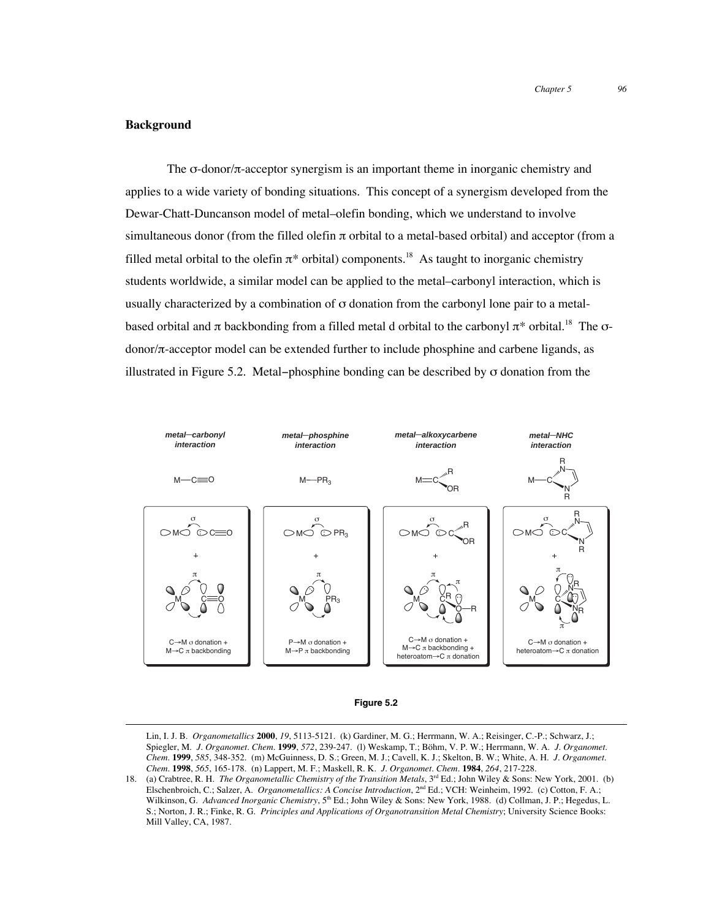## Background

The σ-donor/π-acceptor synergism is an important theme in inorganic chemistry and applies to a wide variety of bonding situations. This concept of a synergism developed from the Dewar-Chatt-Duncanson model of metal–olefin bonding, which we understand to involve simultaneous donor (from the filled olefin π orbital to a metal-based orbital) and acceptor (from a filled metal orbital to the olefin π* orbital) components.[18] As taught to inorganic chemistry students worldwide, a similar model can be applied to the metal–carbonyl interaction, which is usually characterized by a combination of σ donation from the carbonyl lone pair to a metal-based orbital and π backbonding from a filled metal d orbital to the carbonyl π* orbital.[18] The σ-donor/π-acceptor model can be extended further to include phosphine and carbene ligands, as illustrated in Figure 5.2. Metal–phosphine bonding can be described by σ donation from the

| metal–carbonyl interaction | metal–phosphine interaction | metal–alkoxycarbene interaction | metal–NHC interaction |
|---|---|---|---|
| M—C≡O | M—$PR_3$ | M=C(R)OR | M—C (NHC) |
| C→M σ donation + M→C π backbonding | P→M σ donation + M→P π backbonding | C→M σ donation + M→C π backbonding + heteroatom→C π donation | C→M σ donation + heteroatom→C π donation |

**Figure 5.2**

---

Lin, I. J. B. *Organometallics* **2000**, *19*, 5113-5121. (k) Gardiner, M. G.; Herrmann, W. A.; Reisinger, C.-P.; Schwarz, J.; Spiegler, M. *J. Organomet. Chem.* **1999**, *572*, 239-247. (l) Weskamp, T.; Böhm, V. P. W.; Herrmann, W. A. *J. Organomet. Chem.* **1999**, *585*, 348-352. (m) McGuinness, D. S.; Green, M. J.; Cavell, K. J.; Skelton, B. W.; White, A. H. *J. Organomet. Chem.* **1998**, *565*, 165-178. (n) Lappert, M. F.; Maskell, R. K. *J. Organomet. Chem.* **1984**, *264*, 217-228.

18. (a) Crabtree, R. H. *The Organometallic Chemistry of the Transition Metals*, 3rd Ed.; John Wiley & Sons: New York, 2001. (b) Elschenbroich, C.; Salzer, A. *Organometallics: A Concise Introduction*, 2nd Ed.; VCH: Weinheim, 1992. (c) Cotton, F. A.; Wilkinson, G. *Advanced Inorganic Chemistry*, 5th Ed.; John Wiley & Sons: New York, 1988. (d) Collman, J. P.; Hegedus, L. S.; Norton, J. R.; Finke, R. G. *Principles and Applications of Organotransition Metal Chemistry*; University Science Books: Mill Valley, CA, 1987.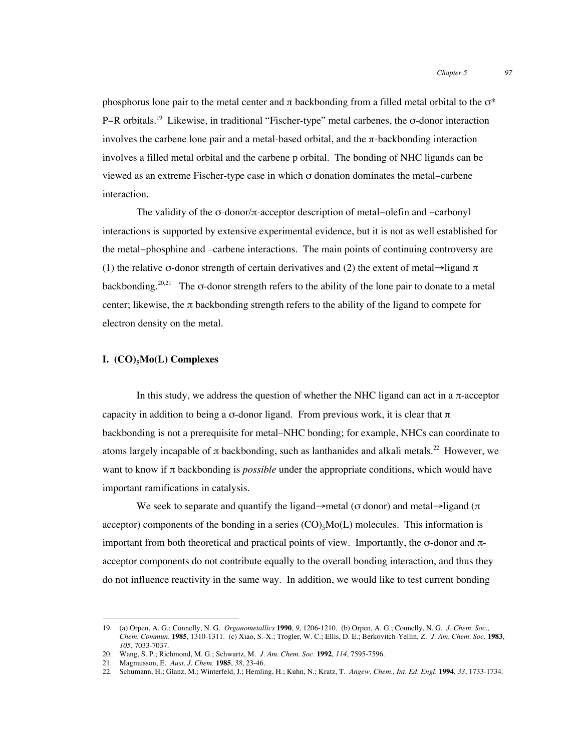phosphorus lone pair to the metal center and π backbonding from a filled metal orbital to the σ* P–R orbitals.[19] Likewise, in traditional "Fischer-type" metal carbenes, the σ-donor interaction involves the carbene lone pair and a metal-based orbital, and the π-backbonding interaction involves a filled metal orbital and the carbene p orbital. The bonding of NHC ligands can be viewed as an extreme Fischer-type case in which σ donation dominates the metal–carbene interaction.

The validity of the σ-donor/π-acceptor description of metal–olefin and –carbonyl interactions is supported by extensive experimental evidence, but it is not as well established for the metal–phosphine and –carbene interactions. The main points of continuing controversy are (1) the relative σ-donor strength of certain derivatives and (2) the extent of metal→ligand π backbonding.[20,21] The σ-donor strength refers to the ability of the lone pair to donate to a metal center; likewise, the π backbonding strength refers to the ability of the ligand to compete for electron density on the metal.

## I. $(CO)_5Mo(L)$ Complexes

In this study, we address the question of whether the NHC ligand can act in a π-acceptor capacity in addition to being a σ-donor ligand. From previous work, it is clear that π backbonding is not a prerequisite for metal–NHC bonding; for example, NHCs can coordinate to atoms largely incapable of π backbonding, such as lanthanides and alkali metals.[22] However, we want to know if π backbonding is *possible* under the appropriate conditions, which would have important ramifications in catalysis.

We seek to separate and quantify the ligand→metal (σ donor) and metal→ligand (π acceptor) components of the bonding in a series $(CO)_5Mo(L)$ molecules. This information is important from both theoretical and practical points of view. Importantly, the σ-donor and π-acceptor components do not contribute equally to the overall bonding interaction, and thus they do not influence reactivity in the same way. In addition, we would like to test current bonding

---

19. (a) Orpen, A. G.; Connelly, N. G. *Organometallics* **1990**, *9*, 1206-1210. (b) Orpen, A. G.; Connelly, N. G. *J. Chem. Soc., Chem. Commun.* **1985**, 1310-1311. (c) Xiao, S.-X.; Trogler, W. C.; Ellis, D. E.; Berkovitch-Yellin, Z. *J. Am. Chem. Soc.* **1983**, *105*, 7033-7037.
20. Wang, S. P.; Richmond, M. G.; Schwartz, M. *J. Am. Chem. Soc.* **1992**, *114*, 7595-7596.
21. Magmusson, E. *Aust. J. Chem.* **1985**, *38*, 23-46.
22. Schumann, H.; Glanz, M.; Winterfeld, J.; Hemling, H.; Kuhn, N.; Kratz, T. *Angew. Chem., Int. Ed. Engl.* **1994**, *33*, 1733-1734.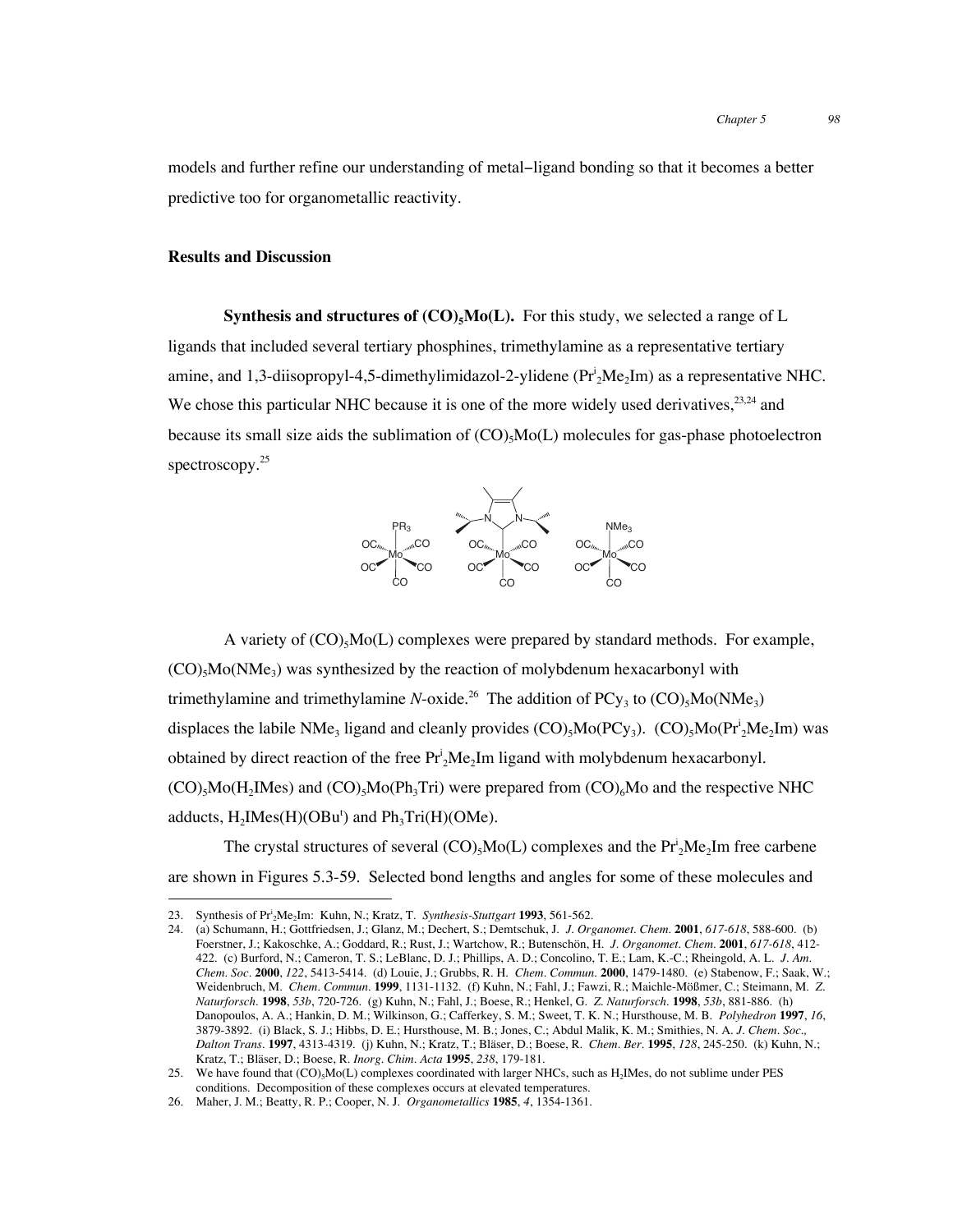models and further refine our understanding of metal–ligand bonding so that it becomes a better predictive too for organometallic reactivity.

## Results and Discussion

**Synthesis and structures of $(CO)_5Mo(L)$.** For this study, we selected a range of L ligands that included several tertiary phosphines, trimethylamine as a representative tertiary amine, and 1,3-diisopropyl-4,5-dimethylimidazol-2-ylidene ($Pr^i_2Me_2Im$) as a representative NHC. We chose this particular NHC because it is one of the more widely used derivatives,[23,24] and because its small size aids the sublimation of $(CO)_5Mo(L)$ molecules for gas-phase photoelectron spectroscopy.[25]

A variety of $(CO)_5Mo(L)$ complexes were prepared by standard methods. For example, $(CO)_5Mo(NMe_3)$ was synthesized by the reaction of molybdenum hexacarbonyl with trimethylamine and trimethylamine *N*-oxide.[26] The addition of $PCy_3$ to $(CO)_5Mo(NMe_3)$ displaces the labile $NMe_3$ ligand and cleanly provides $(CO)_5Mo(PCy_3)$. $(CO)_5Mo(Pr^i_2Me_2Im)$ was obtained by direct reaction of the free $Pr^i_2Me_2Im$ ligand with molybdenum hexacarbonyl. $(CO)_5Mo(H_2IMes)$ and $(CO)_5Mo(Ph_3Tri)$ were prepared from $(CO)_6Mo$ and the respective NHC adducts, $H_2IMes(H)(OBu^t)$ and $Ph_3Tri(H)(OMe)$.

The crystal structures of several $(CO)_5Mo(L)$ complexes and the $Pr^i_2Me_2Im$ free carbene are shown in Figures 5.3-59. Selected bond lengths and angles for some of these molecules and

---

23. Synthesis of $Pr^i_2Me_2Im$: Kuhn, N.; Kratz, T. *Synthesis-Stuttgart* **1993**, 561-562.
24. (a) Schumann, H.; Gottfriedsen, J.; Glanz, M.; Dechert, S.; Demtschuk, J. *J. Organomet. Chem.* **2001**, *617-618*, 588-600. (b) Foerstner, J.; Kakoschke, A.; Goddard, R.; Rust, J.; Wartchow, R.; Butenschön, H. *J. Organomet. Chem.* **2001**, *617-618*, 412-422. (c) Burford, N.; Cameron, T. S.; LeBlanc, D. J.; Phillips, A. D.; Concolino, T. E.; Lam, K.-C.; Rheingold, A. L. *J. Am. Chem. Soc.* **2000**, *122*, 5413-5414. (d) Louie, J.; Grubbs, R. H. *Chem. Commun.* **2000**, 1479-1480. (e) Stabenow, F.; Saak, W.; Weidenbruch, M. *Chem. Commun.* **1999**, 1131-1132. (f) Kuhn, N.; Fahl, J.; Fawzi, R.; Maichle-Mößmer, C.; Steimann, M. *Z. Naturforsch.* **1998**, *53b*, 720-726. (g) Kuhn, N.; Fahl, J.; Boese, R.; Henkel, G. *Z. Naturforsch.* **1998**, *53b*, 881-886. (h) Danopoulos, A. A.; Hankin, D. M.; Wilkinson, G.; Cafferkey, S. M.; Sweet, T. K. N.; Hursthouse, M. B. *Polyhedron* **1997**, *16*, 3879-3892. (i) Black, S. J.; Hibbs, D. E.; Hursthouse, M. B.; Jones, C.; Abdul Malik, K. M.; Smithies, N. A. *J. Chem. Soc., Dalton Trans.* **1997**, 4313-4319. (j) Kuhn, N.; Kratz, T.; Bläser, D.; Boese, R. *Chem. Ber.* **1995**, *128*, 245-250. (k) Kuhn, N.; Kratz, T.; Bläser, D.; Boese, R. *Inorg. Chim. Acta* **1995**, *238*, 179-181.
25. We have found that $(CO)_5Mo(L)$ complexes coordinated with larger NHCs, such as $H_2IMes$, do not sublime under PES conditions. Decomposition of these complexes occurs at elevated temperatures.
26. Maher, J. M.; Beatty, R. P.; Cooper, N. J. *Organometallics* **1985**, *4*, 1354-1361.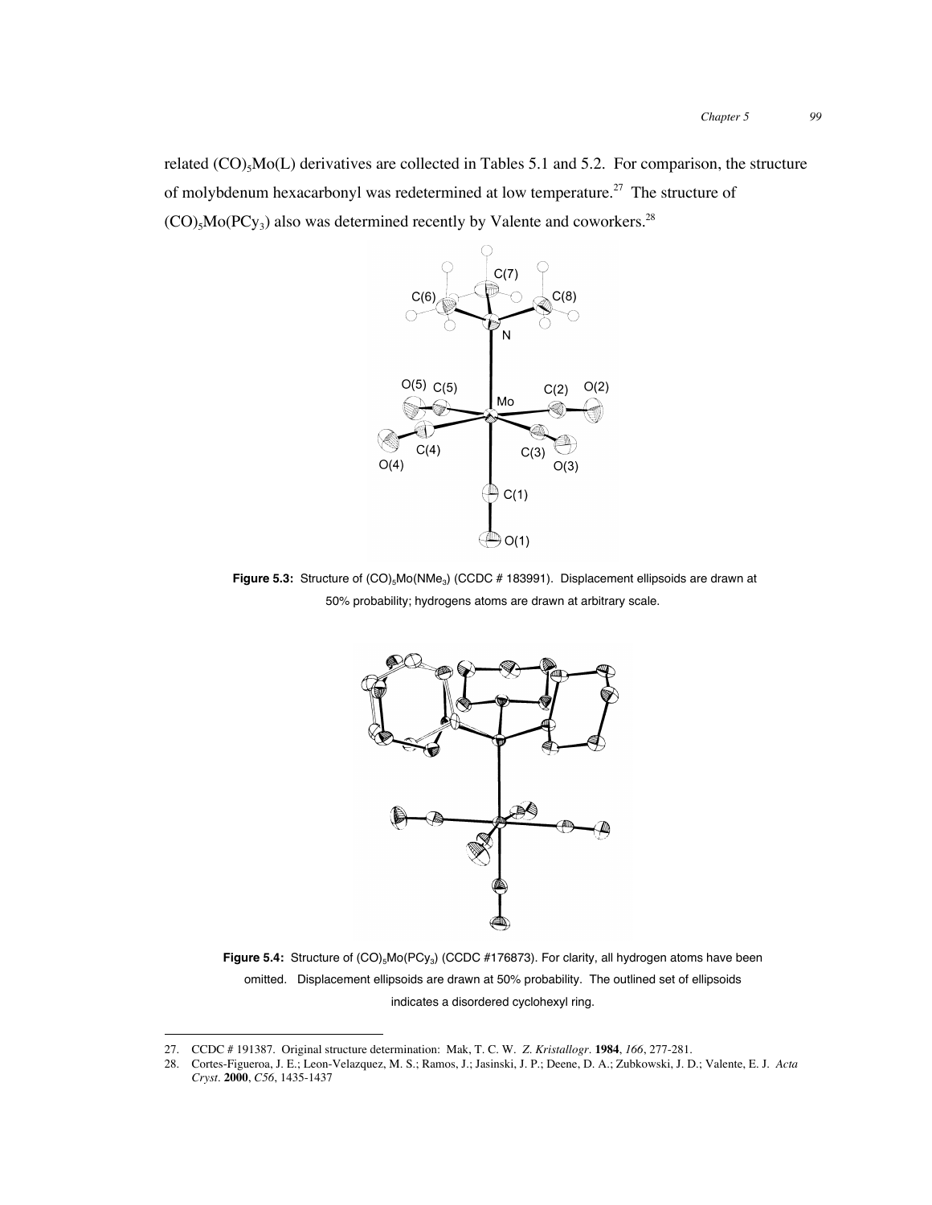related $(CO)_5Mo(L)$ derivatives are collected in Tables 5.1 and 5.2. For comparison, the structure of molybdenum hexacarbonyl was redetermined at low temperature.[27] The structure of $(CO)_5Mo(PCy_3)$ also was determined recently by Valente and coworkers.[28]

**Figure 5.3:** Structure of $(CO)_5Mo(NMe_3)$ (CCDC # 183991). Displacement ellipsoids are drawn at 50% probability; hydrogens atoms are drawn at arbitrary scale.

**Figure 5.4:** Structure of $(CO)_5Mo(PCy_3)$ (CCDC #176873). For clarity, all hydrogen atoms have been omitted. Displacement ellipsoids are drawn at 50% probability. The outlined set of ellipsoids indicates a disordered cyclohexyl ring.

---

27. CCDC # 191387. Original structure determination: Mak, T. C. W. *Z. Kristallogr.* **1984**, *166*, 277-281.
28. Cortes-Figueroa, J. E.; Leon-Velazquez, M. S.; Ramos, J.; Jasinski, J. P.; Deene, D. A.; Zubkowski, J. D.; Valente, E. J. *Acta Cryst.* **2000**, *C56*, 1435-1437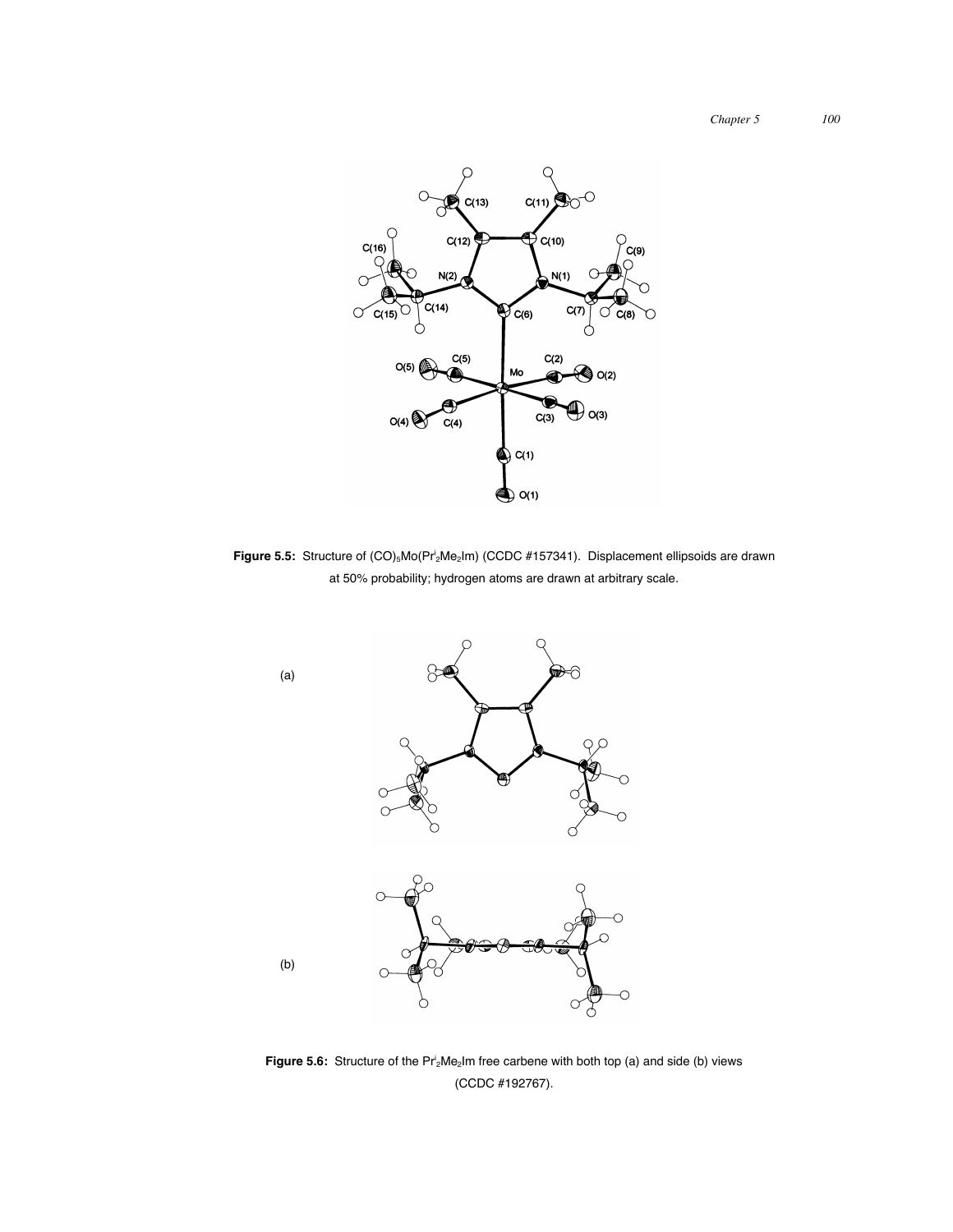**Figure 5.5:** Structure of $(CO)_5Mo(Pr^i_2Me_2Im)$ (CCDC #157341). Displacement ellipsoids are drawn at 50% probability; hydrogen atoms are drawn at arbitrary scale.

(a)

(b)

**Figure 5.6:** Structure of the $Pr^i_2Me_2Im$ free carbene with both top (a) and side (b) views (CCDC #192767).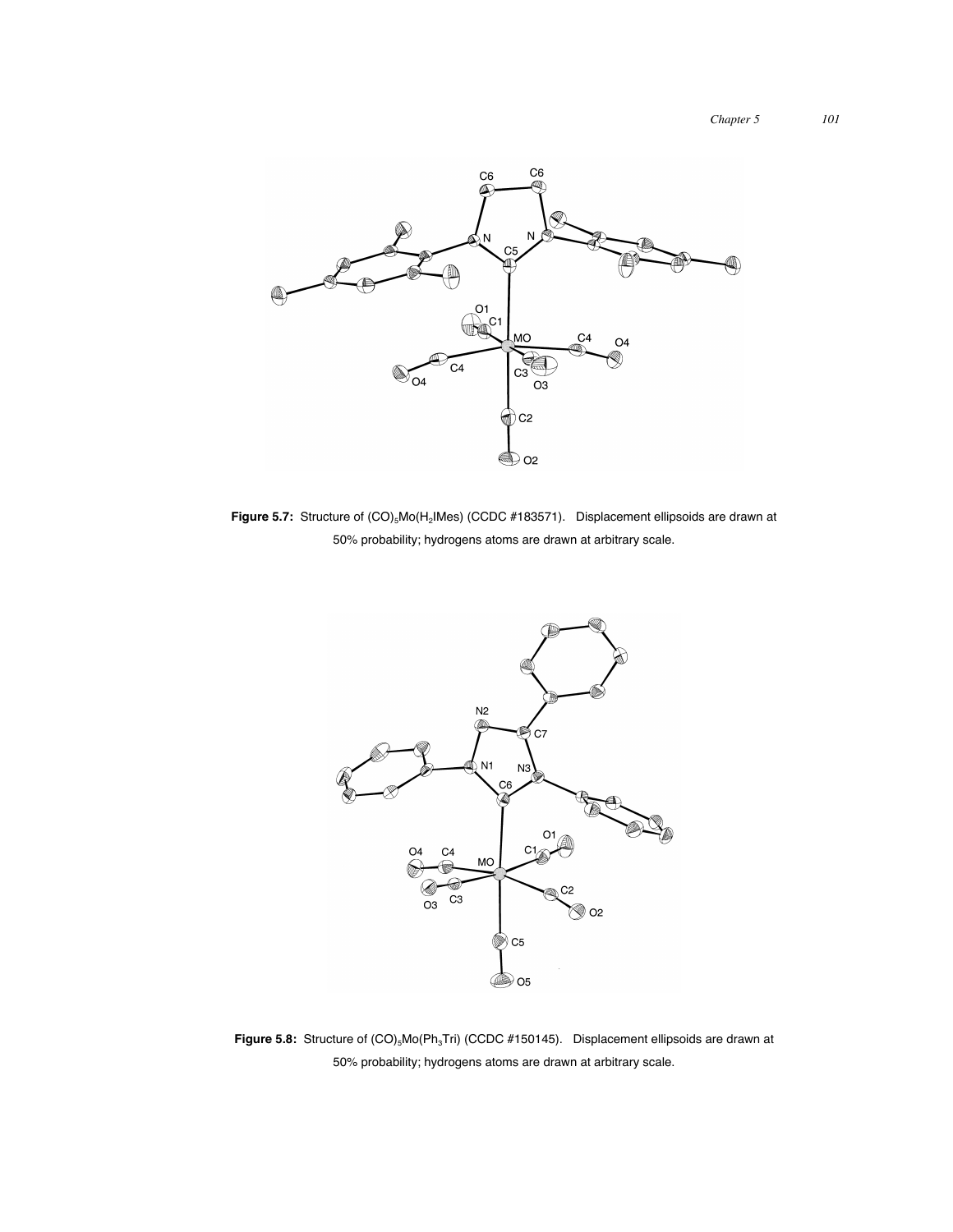**Figure 5.7:** Structure of $(CO)_5Mo(H_2IMes)$ (CCDC #183571). Displacement ellipsoids are drawn at 50% probability; hydrogens atoms are drawn at arbitrary scale.

**Figure 5.8:** Structure of $(CO)_5Mo(Ph_3Tri)$ (CCDC #150145). Displacement ellipsoids are drawn at 50% probability; hydrogens atoms are drawn at arbitrary scale.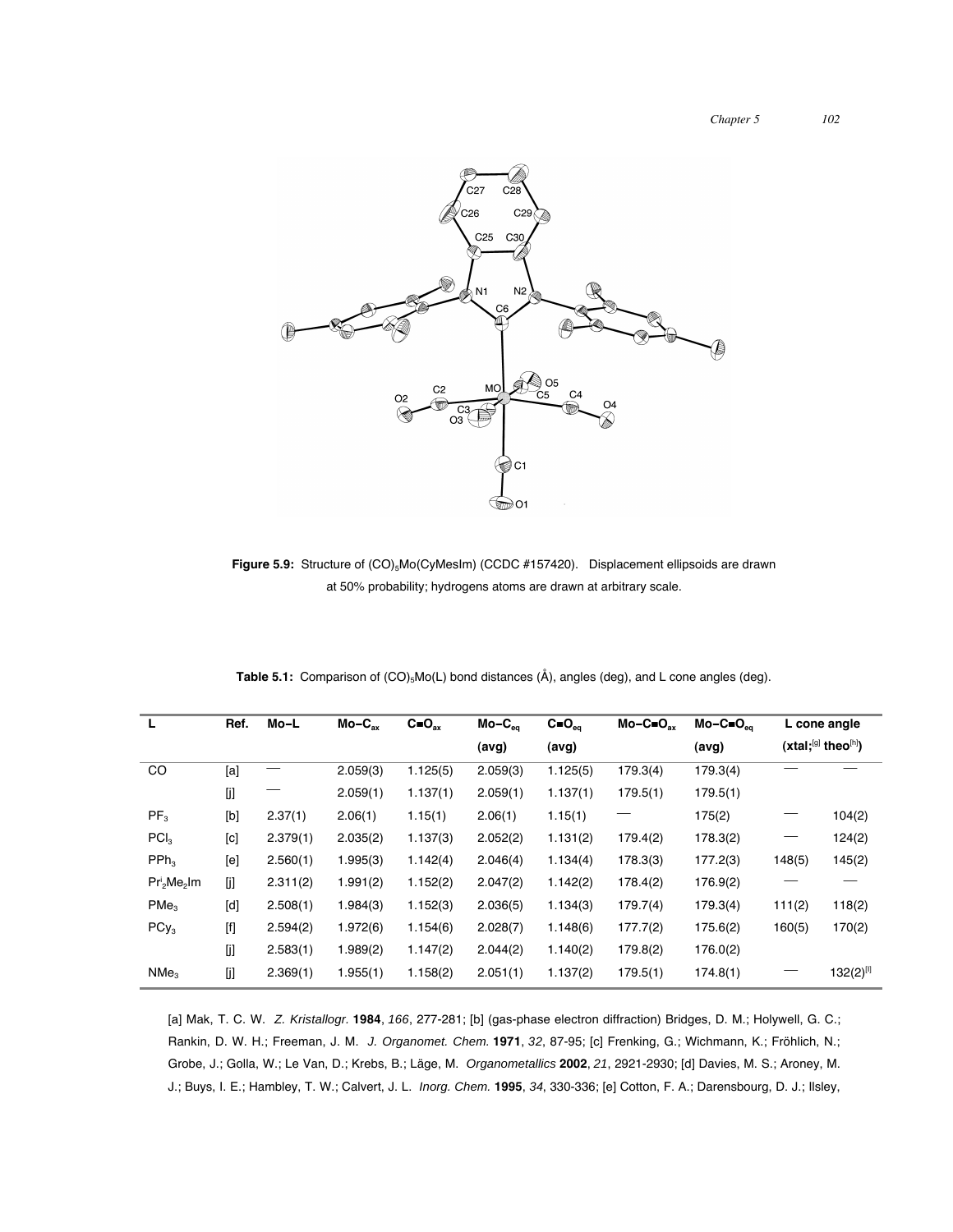**Figure 5.9:** Structure of $(CO)_5Mo(CyMesIm)$ (CCDC #157420). Displacement ellipsoids are drawn at 50% probability; hydrogens atoms are drawn at arbitrary scale.

**Table 5.1:** Comparison of $(CO)_5Mo(L)$ bond distances (Å), angles (deg), and L cone angles (deg).

| L | Ref. | Mo–L | Mo–$C_{ax}$ | C≡$O_{ax}$ | Mo–$C_{eq}$ (avg) | C≡$O_{eq}$ (avg) | Mo–C≡$O_{ax}$ | Mo–C≡$O_{eq}$ (avg) | L cone angle (xtal;[g] | theo[h]) |
|---|---|---|---|---|---|---|---|---|---|---|
| CO | [a] | — | 2.059(3) | 1.125(5) | 2.059(3) | 1.125(5) | 179.3(4) | 179.3(4) | — | — |
| | [j] | — | 2.059(1) | 1.137(1) | 2.059(1) | 1.137(1) | 179.5(1) | 179.5(1) | | |
| $PF_3$ | [b] | 2.37(1) | 2.06(1) | 1.15(1) | 2.06(1) | 1.15(1) | — | 175(2) | — | 104(2) |
| $PCl_3$ | [c] | 2.379(1) | 2.035(2) | 1.137(3) | 2.052(2) | 1.131(2) | 179.4(2) | 178.3(2) | — | 124(2) |
| $PPh_3$ | [e] | 2.560(1) | 1.995(3) | 1.142(4) | 2.046(4) | 1.134(4) | 178.3(3) | 177.2(3) | 148(5) | 145(2) |
| $Pr^i_2Me_2Im$ | [j] | 2.311(2) | 1.991(2) | 1.152(2) | 2.047(2) | 1.142(2) | 178.4(2) | 176.9(2) | — | — |
| $PMe_3$ | [d] | 2.508(1) | 1.984(3) | 1.152(3) | 2.036(5) | 1.134(3) | 179.7(4) | 179.3(4) | 111(2) | 118(2) |
| $PCy_3$ | [f] | 2.594(2) | 1.972(6) | 1.154(6) | 2.028(7) | 1.148(6) | 177.7(2) | 175.6(2) | 160(5) | 170(2) |
| | [j] | 2.583(1) | 1.989(2) | 1.147(2) | 2.044(2) | 1.140(2) | 179.8(2) | 176.0(2) | | |
| $NMe_3$ | [j] | 2.369(1) | 1.955(1) | 1.158(2) | 2.051(1) | 1.137(2) | 179.5(1) | 174.8(1) | — | 132(2)[i] |

[a] Mak, T. C. W. *Z. Kristallogr.* **1984**, *166*, 277-281; [b] (gas-phase electron diffraction) Bridges, D. M.; Holywell, G. C.; Rankin, D. W. H.; Freeman, J. M. *J. Organomet. Chem.* **1971**, *32*, 87-95; [c] Frenking, G.; Wichmann, K.; Fröhlich, N.; Grobe, J.; Golla, W.; Le Van, D.; Krebs, B.; Läge, M. *Organometallics* **2002**, *21*, 2921-2930; [d] Davies, M. S.; Aroney, M. J.; Buys, I. E.; Hambley, T. W.; Calvert, J. L. *Inorg. Chem.* **1995**, *34*, 330-336; [e] Cotton, F. A.; Darensbourg, D. J.; Ilsley,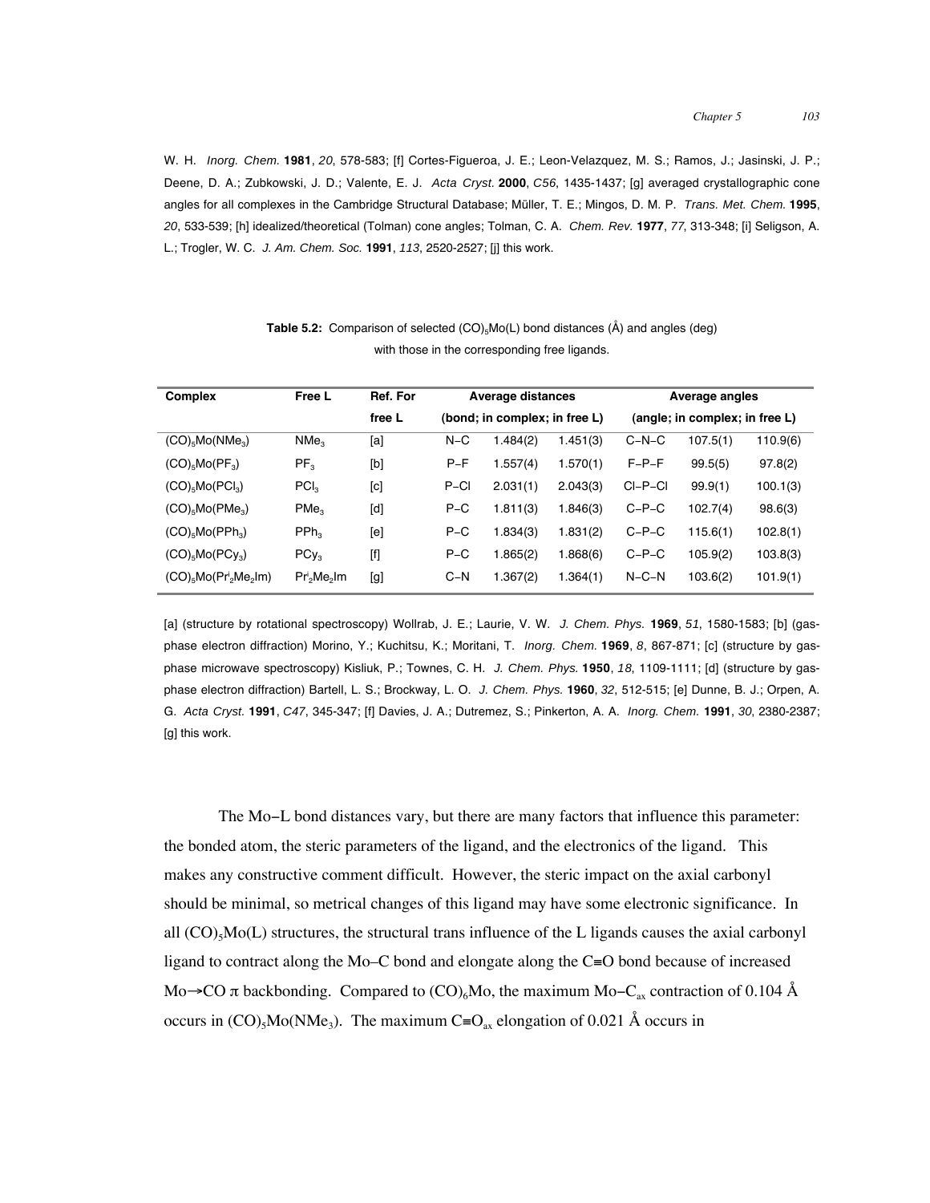W. H. *Inorg. Chem.* **1981**, *20*, 578-583; [f] Cortes-Figueroa, J. E.; Leon-Velazquez, M. S.; Ramos, J.; Jasinski, J. P.; Deene, D. A.; Zubkowski, J. D.; Valente, E. J. *Acta Cryst.* **2000**, *C56*, 1435-1437; [g] averaged crystallographic cone angles for all complexes in the Cambridge Structural Database; Müller, T. E.; Mingos, D. M. P. *Trans. Met. Chem.* **1995**, *20*, 533-539; [h] idealized/theoretical (Tolman) cone angles; Tolman, C. A. *Chem. Rev.* **1977**, *77*, 313-348; [i] Seligson, A. L.; Trogler, W. C. *J. Am. Chem. Soc.* **1991**, *113*, 2520-2527; [j] this work.

**Table 5.2:** Comparison of selected $(CO)_5Mo(L)$ bond distances (Å) and angles (deg) with those in the corresponding free ligands.

| Complex | Free L | Ref. For free L | Average distances (bond; in complex; in free L) | | | Average angles (angle; in complex; in free L) | | |
|---|---|---|---|---|---|---|---|---|
| $(CO)_5Mo(NMe_3)$ | $NMe_3$ | [a] | N–C | 1.484(2) | 1.451(3) | C–N–C | 107.5(1) | 110.9(6) |
| $(CO)_5Mo(PF_3)$ | $PF_3$ | [b] | P–F | 1.557(4) | 1.570(1) | F–P–F | 99.5(5) | 97.8(2) |
| $(CO)_5Mo(PCl_3)$ | $PCl_3$ | [c] | P–Cl | 2.031(1) | 2.043(3) | Cl–P–Cl | 99.9(1) | 100.1(3) |
| $(CO)_5Mo(PMe_3)$ | $PMe_3$ | [d] | P–C | 1.811(3) | 1.846(3) | C–P–C | 102.7(4) | 98.6(3) |
| $(CO)_5Mo(PPh_3)$ | $PPh_3$ | [e] | P–C | 1.834(3) | 1.831(2) | C–P–C | 115.6(1) | 102.8(1) |
| $(CO)_5Mo(PCy_3)$ | $PCy_3$ | [f] | P–C | 1.865(2) | 1.868(6) | C–P–C | 105.9(2) | 103.8(3) |
| $(CO)_5Mo(Pr^i_2Me_2Im)$ | $Pr^i_2Me_2Im$ | [g] | C–N | 1.367(2) | 1.364(1) | N–C–N | 103.6(2) | 101.9(1) |

[a] (structure by rotational spectroscopy) Wollrab, J. E.; Laurie, V. W. *J. Chem. Phys.* **1969**, *51*, 1580-1583; [b] (gas-phase electron diffraction) Morino, Y.; Kuchitsu, K.; Moritani, T. *Inorg. Chem.* **1969**, *8*, 867-871; [c] (structure by gas-phase microwave spectroscopy) Kisliuk, P.; Townes, C. H. *J. Chem. Phys.* **1950**, *18*, 1109-1111; [d] (structure by gas-phase electron diffraction) Bartell, L. S.; Brockway, L. O. *J. Chem. Phys.* **1960**, *32*, 512-515; [e] Dunne, B. J.; Orpen, A. G. *Acta Cryst.* **1991**, *C47*, 345-347; [f] Davies, J. A.; Dutremez, S.; Pinkerton, A. A. *Inorg. Chem.* **1991**, *30*, 2380-2387; [g] this work.

The Mo–L bond distances vary, but there are many factors that influence this parameter: the bonded atom, the steric parameters of the ligand, and the electronics of the ligand. This makes any constructive comment difficult. However, the steric impact on the axial carbonyl should be minimal, so metrical changes of this ligand may have some electronic significance. In all $(CO)_5Mo(L)$ structures, the structural trans influence of the L ligands causes the axial carbonyl ligand to contract along the Mo–C bond and elongate along the C≡O bond because of increased Mo→CO π backbonding. Compared to $(CO)_6Mo$, the maximum $Mo–C_{ax}$ contraction of 0.104 Å occurs in $(CO)_5Mo(NMe_3)$. The maximum $C≡O_{ax}$ elongation of 0.021 Å occurs in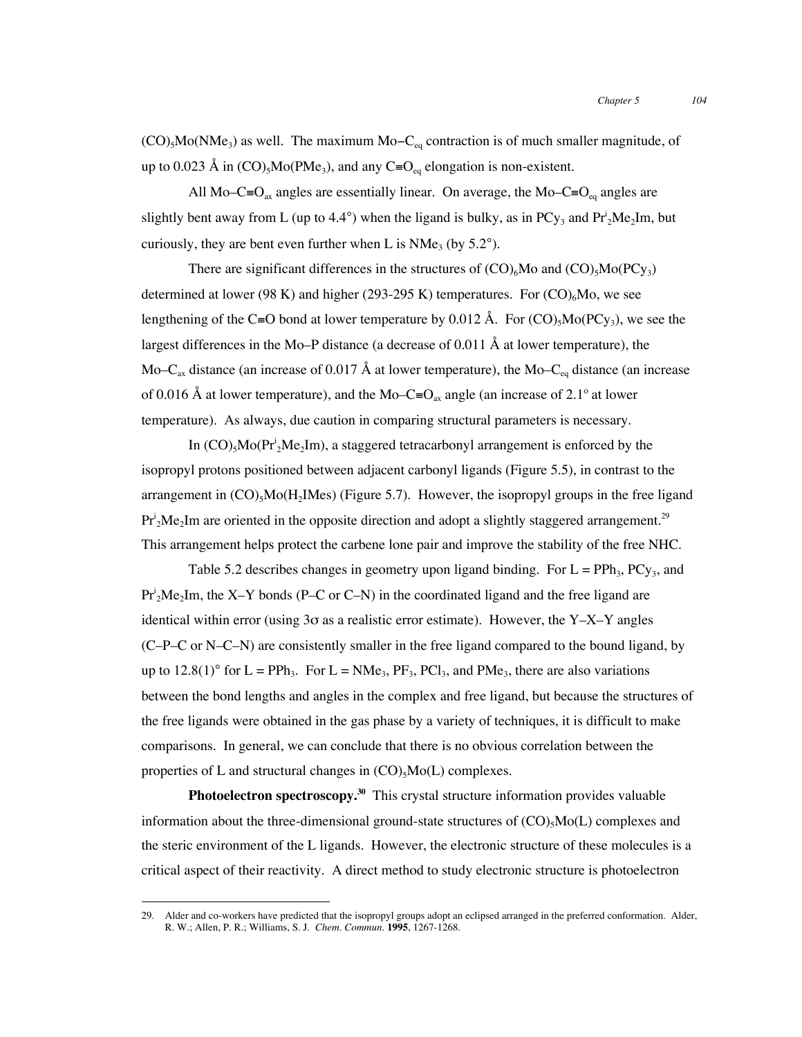$(CO)_5Mo(NMe_3)$ as well. The maximum $Mo–C_{eq}$ contraction is of much smaller magnitude, of up to 0.023 Å in $(CO)_5Mo(PMe_3)$, and any $C{\equiv}O_{eq}$ elongation is non-existent.

All $Mo–C{\equiv}O_{ax}$ angles are essentially linear. On average, the $Mo–C{\equiv}O_{eq}$ angles are slightly bent away from L (up to 4.4°) when the ligand is bulky, as in $PCy_3$ and $Pr^i_2Me_2Im$, but curiously, they are bent even further when L is $NMe_3$ (by 5.2°).

There are significant differences in the structures of $(CO)_6Mo$ and $(CO)_5Mo(PCy_3)$ determined at lower (98 K) and higher (293-295 K) temperatures. For $(CO)_6Mo$, we see lengthening of the C≡O bond at lower temperature by 0.012 Å. For $(CO)_5Mo(PCy_3)$, we see the largest differences in the Mo–P distance (a decrease of 0.011 Å at lower temperature), the $Mo–C_{ax}$ distance (an increase of 0.017 Å at lower temperature), the $Mo–C_{eq}$ distance (an increase of 0.016 Å at lower temperature), and the $Mo–C{\equiv}O_{ax}$ angle (an increase of 2.1° at lower temperature). As always, due caution in comparing structural parameters is necessary.

In $(CO)_5Mo(Pr^i_2Me_2Im)$, a staggered tetracarbonyl arrangement is enforced by the isopropyl protons positioned between adjacent carbonyl ligands (Figure 5.5), in contrast to the arrangement in $(CO)_5Mo(H_2IMes)$ (Figure 5.7). However, the isopropyl groups in the free ligand $Pr^i_2Me_2Im$ are oriented in the opposite direction and adopt a slightly staggered arrangement.[29] This arrangement helps protect the carbene lone pair and improve the stability of the free NHC.

Table 5.2 describes changes in geometry upon ligand binding. For L = $PPh_3$, $PCy_3$, and $Pr^i_2Me_2Im$, the X–Y bonds (P–C or C–N) in the coordinated ligand and the free ligand are identical within error (using 3σ as a realistic error estimate). However, the Y–X–Y angles (C–P–C or N–C–N) are consistently smaller in the free ligand compared to the bound ligand, by up to 12.8(1)° for L = $PPh_3$. For L = $NMe_3$, $PF_3$, $PCl_3$, and $PMe_3$, there are also variations between the bond lengths and angles in the complex and free ligand, but because the structures of the free ligands were obtained in the gas phase by a variety of techniques, it is difficult to make comparisons. In general, we can conclude that there is no obvious correlation between the properties of L and structural changes in $(CO)_5Mo(L)$ complexes.

**Photoelectron spectroscopy.**[30] This crystal structure information provides valuable information about the three-dimensional ground-state structures of $(CO)_5Mo(L)$ complexes and the steric environment of the L ligands. However, the electronic structure of these molecules is a critical aspect of their reactivity. A direct method to study electronic structure is photoelectron

---

29. Alder and co-workers have predicted that the isopropyl groups adopt an eclipsed arranged in the preferred conformation. Alder, R. W.; Allen, P. R.; Williams, S. J. *Chem. Commun.* **1995**, 1267-1268.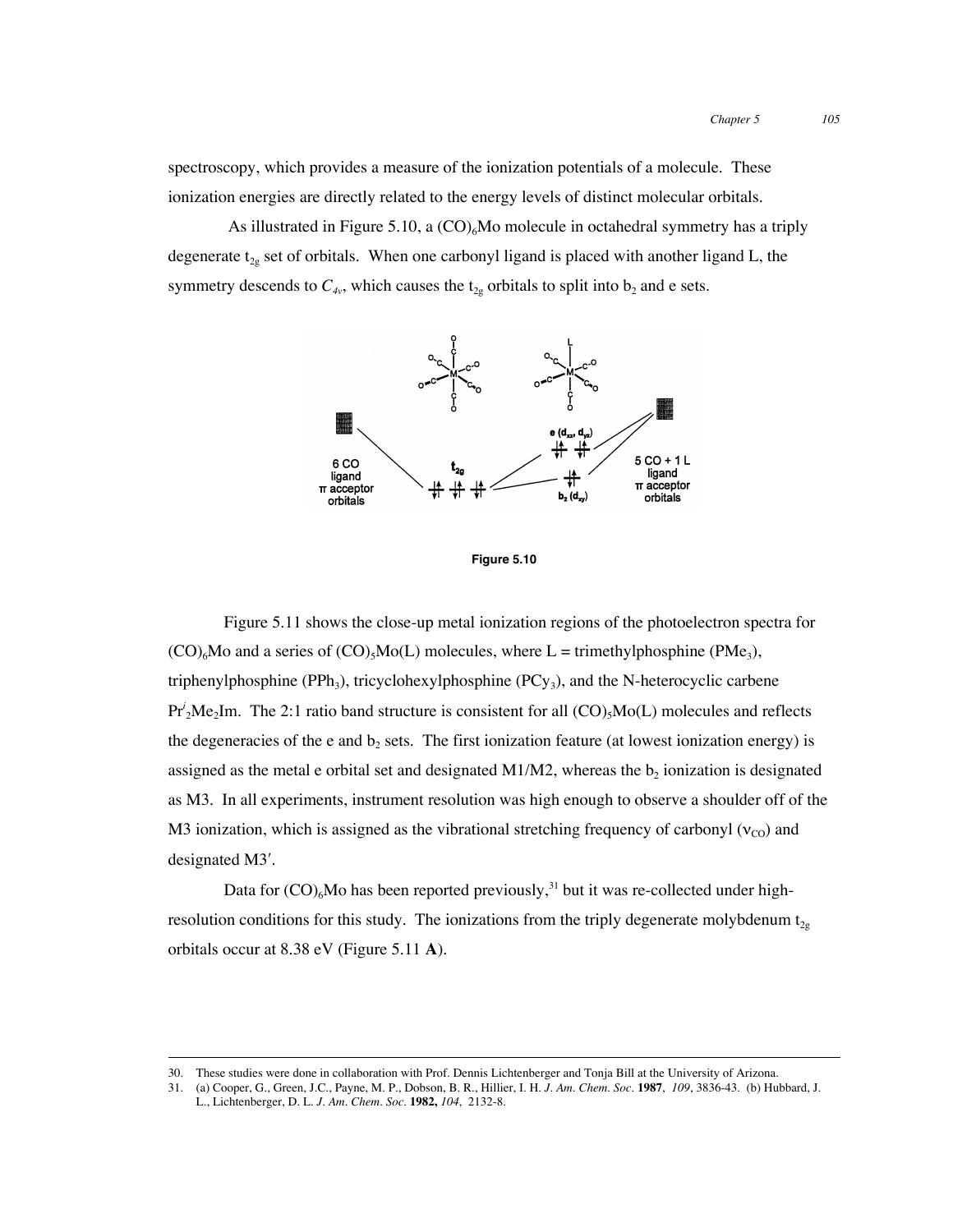spectroscopy, which provides a measure of the ionization potentials of a molecule. These ionization energies are directly related to the energy levels of distinct molecular orbitals.

As illustrated in Figure 5.10, a $(CO)_6Mo$ molecule in octahedral symmetry has a triply degenerate $t_{2g}$ set of orbitals. When one carbonyl ligand is placed with another ligand L, the symmetry descends to $C_{4v}$, which causes the $t_{2g}$ orbitals to split into $b_2$ and e sets.

**Figure 5.10**

Figure 5.11 shows the close-up metal ionization regions of the photoelectron spectra for $(CO)_6Mo$ and a series of $(CO)_5Mo(L)$ molecules, where L = trimethylphosphine ($PMe_3$), triphenylphosphine ($PPh_3$), tricyclohexylphosphine ($PCy_3$), and the N-heterocyclic carbene $Pr^i_2Me_2Im$. The 2:1 ratio band structure is consistent for all $(CO)_5Mo(L)$ molecules and reflects the degeneracies of the e and $b_2$ sets. The first ionization feature (at lowest ionization energy) is assigned as the metal e orbital set and designated M1/M2, whereas the $b_2$ ionization is designated as M3. In all experiments, instrument resolution was high enough to observe a shoulder off of the M3 ionization, which is assigned as the vibrational stretching frequency of carbonyl ($\nu_{CO}$) and designated M3′.

Data for $(CO)_6Mo$ has been reported previously,[31] but it was re-collected under high-resolution conditions for this study. The ionizations from the triply degenerate molybdenum $t_{2g}$ orbitals occur at 8.38 eV (Figure 5.11 **A**).

---

30. These studies were done in collaboration with Prof. Dennis Lichtenberger and Tonja Bill at the University of Arizona.
31. (a) Cooper, G., Green, J.C., Payne, M. P., Dobson, B. R., Hillier, I. H. *J. Am. Chem. Soc.* **1987**, *109*, 3836-43. (b) Hubbard, J. L., Lichtenberger, D. L. *J. Am. Chem. Soc.* **1982,** *104*, 2132-8.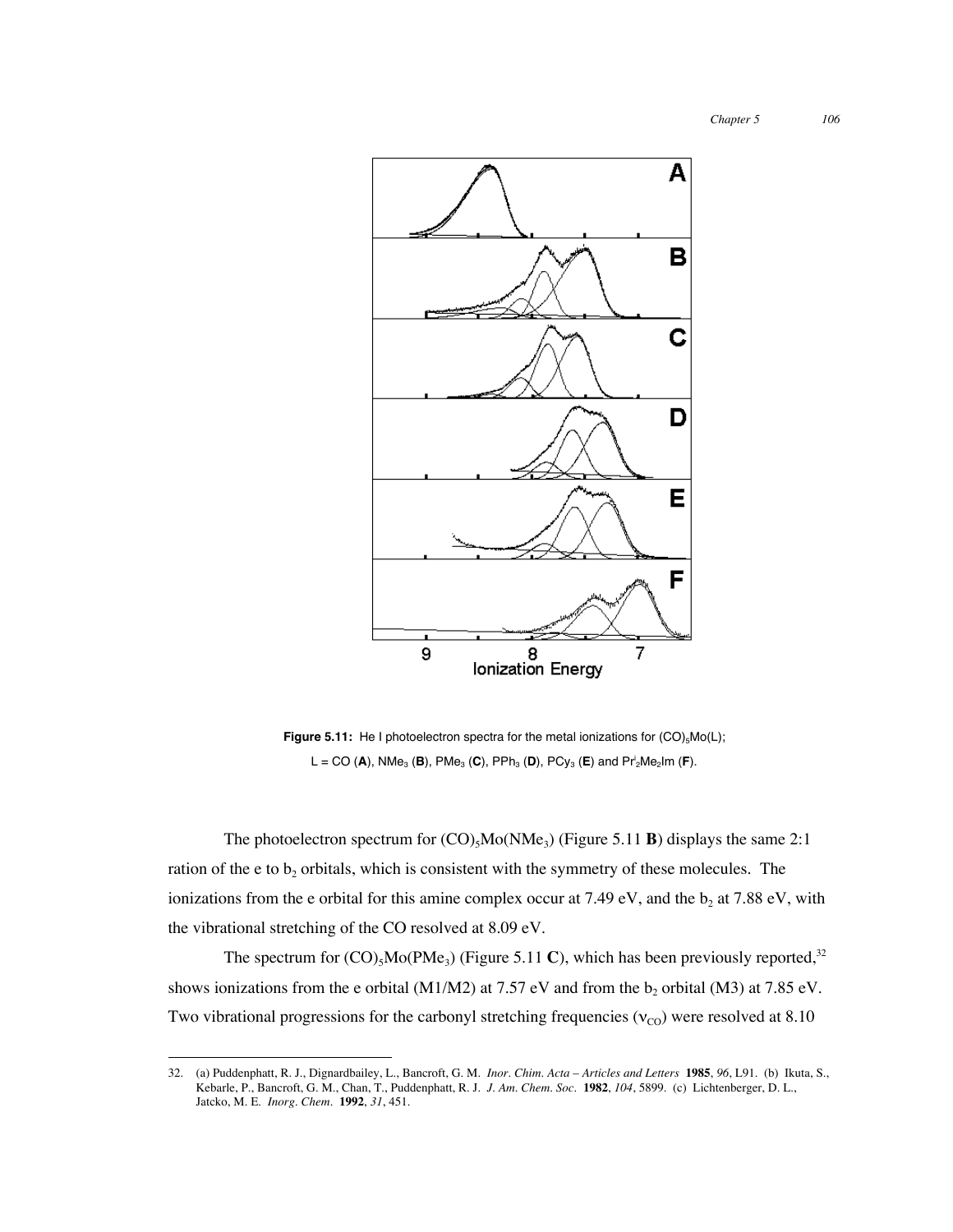**Figure 5.11:** He I photoelectron spectra for the metal ionizations for $(CO)_5Mo(L)$; L = CO (**A**), $NMe_3$ (**B**), $PMe_3$ (**C**), $PPh_3$ (**D**), $PCy_3$ (**E**) and $Pr^i{}_2Me_2Im$ (**F**).

The photoelectron spectrum for $(CO)_5Mo(NMe_3)$ (Figure 5.11 **B**) displays the same 2:1 ration of the e to $b_2$ orbitals, which is consistent with the symmetry of these molecules. The ionizations from the e orbital for this amine complex occur at 7.49 eV, and the $b_2$ at 7.88 eV, with the vibrational stretching of the CO resolved at 8.09 eV.

The spectrum for $(CO)_5Mo(PMe_3)$ (Figure 5.11 **C**), which has been previously reported,[32] shows ionizations from the e orbital (M1/M2) at 7.57 eV and from the $b_2$ orbital (M3) at 7.85 eV. Two vibrational progressions for the carbonyl stretching frequencies ($\nu_{CO}$) were resolved at 8.10

32. (a) Puddenphatt, R. J., Dignardbailey, L., Bancroft, G. M. *Inor. Chim. Acta – Articles and Letters* **1985**, *96*, L91. (b) Ikuta, S., Kebarle, P., Bancroft, G. M., Chan, T., Puddenphatt, R. J. *J. Am. Chem. Soc.* **1982**, *104*, 5899. (c) Lichtenberger, D. L., Jatcko, M. E. *Inorg. Chem.* **1992**, *31*, 451.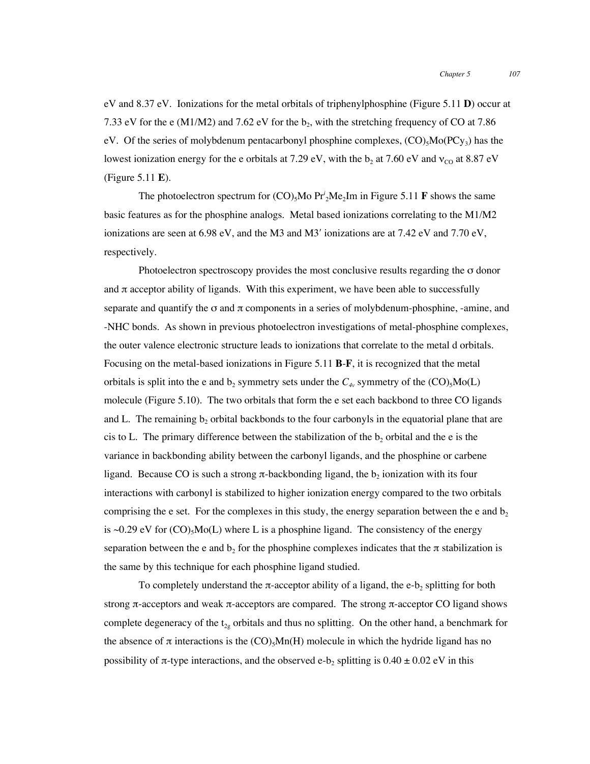eV and 8.37 eV. Ionizations for the metal orbitals of triphenylphosphine (Figure 5.11 **D**) occur at 7.33 eV for the e (M1/M2) and 7.62 eV for the $b_2$, with the stretching frequency of CO at 7.86 eV. Of the series of molybdenum pentacarbonyl phosphine complexes, $(CO)_5Mo(PCy_3)$ has the lowest ionization energy for the e orbitals at 7.29 eV, with the $b_2$ at 7.60 eV and $\nu_{CO}$ at 8.87 eV (Figure 5.11 **E**).

The photoelectron spectrum for $(CO)_5Mo\ Pr^i{}_2Me_2Im$ in Figure 5.11 **F** shows the same basic features as for the phosphine analogs. Metal based ionizations correlating to the M1/M2 ionizations are seen at 6.98 eV, and the M3 and M3′ ionizations are at 7.42 eV and 7.70 eV, respectively.

Photoelectron spectroscopy provides the most conclusive results regarding the σ donor and π acceptor ability of ligands. With this experiment, we have been able to successfully separate and quantify the σ and π components in a series of molybdenum-phosphine, -amine, and -NHC bonds. As shown in previous photoelectron investigations of metal-phosphine complexes, the outer valence electronic structure leads to ionizations that correlate to the metal d orbitals. Focusing on the metal-based ionizations in Figure 5.11 **B**-**F**, it is recognized that the metal orbitals is split into the e and $b_2$ symmetry sets under the $C_{4v}$ symmetry of the $(CO)_5Mo(L)$ molecule (Figure 5.10). The two orbitals that form the e set each backbond to three CO ligands and L. The remaining $b_2$ orbital backbonds to the four carbonyls in the equatorial plane that are cis to L. The primary difference between the stabilization of the $b_2$ orbital and the e is the variance in backbonding ability between the carbonyl ligands, and the phosphine or carbene ligand. Because CO is such a strong π-backbonding ligand, the $b_2$ ionization with its four interactions with carbonyl is stabilized to higher ionization energy compared to the two orbitals comprising the e set. For the complexes in this study, the energy separation between the e and $b_2$ is ~0.29 eV for $(CO)_5Mo(L)$ where L is a phosphine ligand. The consistency of the energy separation between the e and $b_2$ for the phosphine complexes indicates that the π stabilization is the same by this technique for each phosphine ligand studied.

To completely understand the π-acceptor ability of a ligand, the e-$b_2$ splitting for both strong π-acceptors and weak π-acceptors are compared. The strong π-acceptor CO ligand shows complete degeneracy of the $t_{2g}$ orbitals and thus no splitting. On the other hand, a benchmark for the absence of π interactions is the $(CO)_5Mn(H)$ molecule in which the hydride ligand has no possibility of π-type interactions, and the observed e-$b_2$ splitting is $0.40 \pm 0.02$ eV in this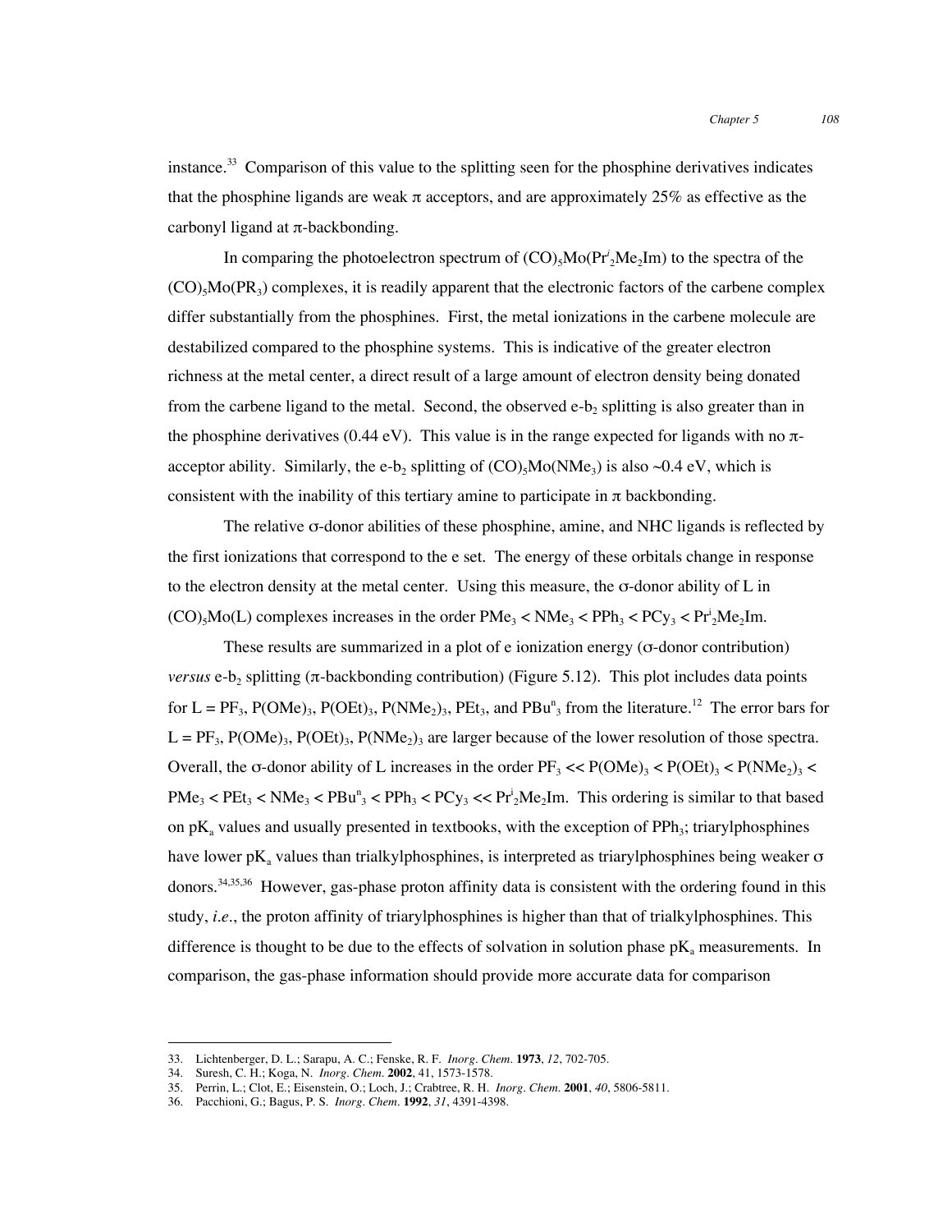instance.[33] Comparison of this value to the splitting seen for the phosphine derivatives indicates that the phosphine ligands are weak π acceptors, and are approximately 25% as effective as the carbonyl ligand at π-backbonding.

In comparing the photoelectron spectrum of $(CO)_5Mo(Pr^i_2Me_2Im)$ to the spectra of the $(CO)_5Mo(PR_3)$ complexes, it is readily apparent that the electronic factors of the carbene complex differ substantially from the phosphines. First, the metal ionizations in the carbene molecule are destabilized compared to the phosphine systems. This is indicative of the greater electron richness at the metal center, a direct result of a large amount of electron density being donated from the carbene ligand to the metal. Second, the observed e-$b_2$ splitting is also greater than in the phosphine derivatives (0.44 eV). This value is in the range expected for ligands with no π-acceptor ability. Similarly, the e-$b_2$ splitting of $(CO)_5Mo(NMe_3)$ is also ~0.4 eV, which is consistent with the inability of this tertiary amine to participate in π backbonding.

The relative σ-donor abilities of these phosphine, amine, and NHC ligands is reflected by the first ionizations that correspond to the e set. The energy of these orbitals change in response to the electron density at the metal center. Using this measure, the σ-donor ability of L in $(CO)_5Mo(L)$ complexes increases in the order $PMe_3$ < $NMe_3$ < $PPh_3$ < $PCy_3$ < $Pr^i_2Me_2Im$.

These results are summarized in a plot of e ionization energy (σ-donor contribution) *versus* e-$b_2$ splitting (π-backbonding contribution) (Figure 5.12). This plot includes data points for L = $PF_3$, $P(OMe)_3$, $P(OEt)_3$, $P(NMe_2)_3$, $PEt_3$, and $PBu^n_3$ from the literature.[12] The error bars for L = $PF_3$, $P(OMe)_3$, $P(OEt)_3$, $P(NMe_2)_3$ are larger because of the lower resolution of those spectra. Overall, the σ-donor ability of L increases in the order $PF_3$ << $P(OMe)_3$ < $P(OEt)_3$ < $P(NMe_2)_3$ < $PMe_3$ < $PEt_3$ < $NMe_3$ < $PBu^n_3$ < $PPh_3$ < $PCy_3$ << $Pr^i_2Me_2Im$. This ordering is similar to that based on $pK_a$ values and usually presented in textbooks, with the exception of $PPh_3$; triarylphosphines have lower $pK_a$ values than trialkylphosphines, is interpreted as triarylphosphines being weaker σ donors.[34,35,36] However, gas-phase proton affinity data is consistent with the ordering found in this study, *i.e*., the proton affinity of triarylphosphines is higher than that of trialkylphosphines. This difference is thought to be due to the effects of solvation in solution phase $pK_a$ measurements. In comparison, the gas-phase information should provide more accurate data for comparison

33. Lichtenberger, D. L.; Sarapu, A. C.; Fenske, R. F. *Inorg. Chem.* **1973**, *12*, 702-705.
34. Suresh, C. H.; Koga, N. *Inorg. Chem.* **2002**, 41, 1573-1578.
35. Perrin, L.; Clot, E.; Eisenstein, O.; Loch, J.; Crabtree, R. H. *Inorg. Chem.* **2001**, *40*, 5806-5811.
36. Pacchioni, G.; Bagus, P. S. *Inorg. Chem.* **1992**, *31*, 4391-4398.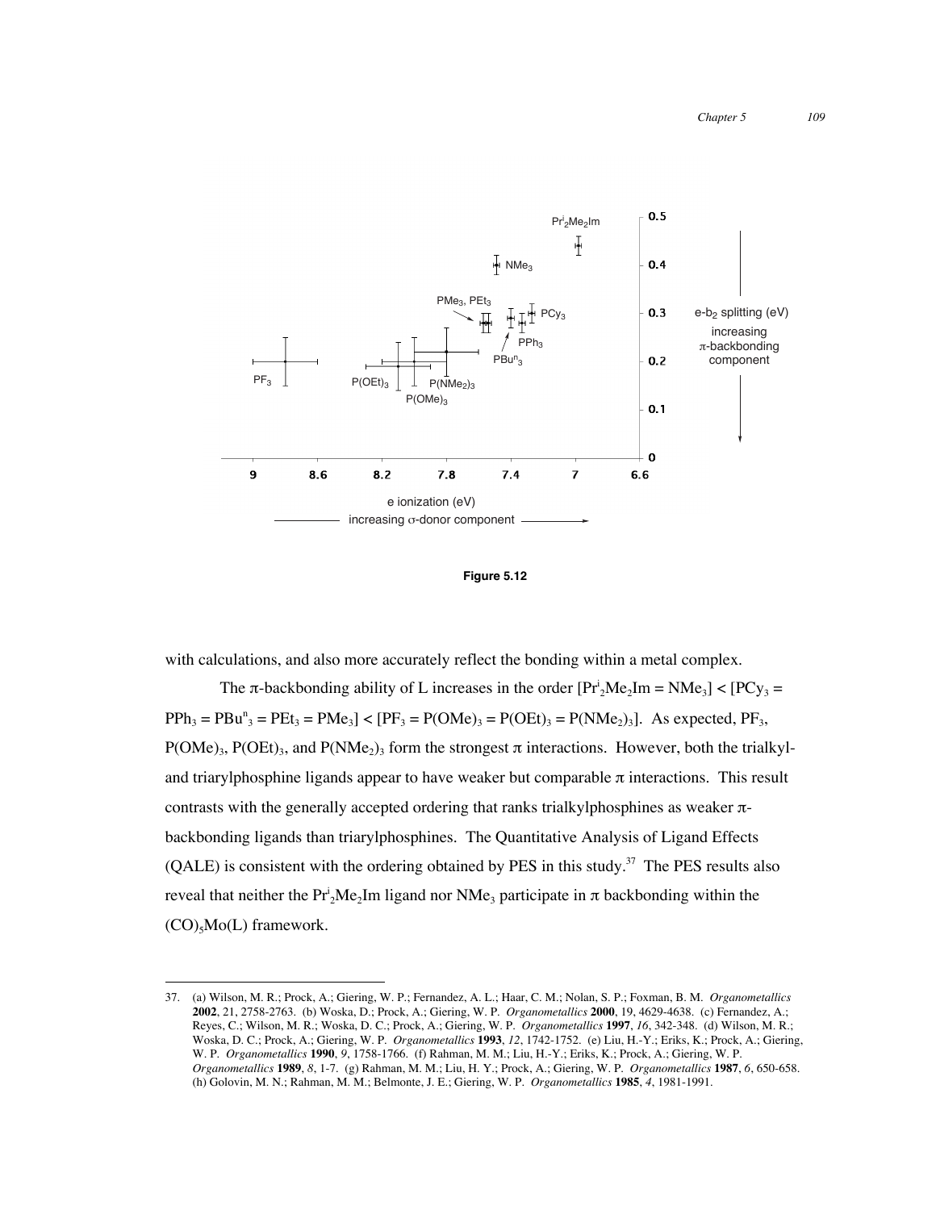Figure 5.12

with calculations, and also more accurately reflect the bonding within a metal complex.

The π-backbonding ability of L increases in the order [$Pr^i_2Me_2Im$ = $NMe_3$] < [$PCy_3$ = $PPh_3$ = $PBu^n_3$ = $PEt_3$ = $PMe_3$] < [$PF_3$ = $P(OMe)_3$ = $P(OEt)_3$ = $P(NMe_2)_3$]. As expected, $PF_3$, $P(OMe)_3$, $P(OEt)_3$, and $P(NMe_2)_3$ form the strongest π interactions. However, both the trialkyl- and triarylphosphine ligands appear to have weaker but comparable π interactions. This result contrasts with the generally accepted ordering that ranks trialkylphosphines as weaker π-backbonding ligands than triarylphosphines. The Quantitative Analysis of Ligand Effects (QALE) is consistent with the ordering obtained by PES in this study.[37] The PES results also reveal that neither the $Pr^i_2Me_2Im$ ligand nor $NMe_3$ participate in π backbonding within the $(CO)_5Mo(L)$ framework.

---

37. (a) Wilson, M. R.; Prock, A.; Giering, W. P.; Fernandez, A. L.; Haar, C. M.; Nolan, S. P.; Foxman, B. M. *Organometallics* **2002**, 21, 2758-2763. (b) Woska, D.; Prock, A.; Giering, W. P. *Organometallics* **2000**, 19, 4629-4638. (c) Fernandez, A.; Reyes, C.; Wilson, M. R.; Woska, D. C.; Prock, A.; Giering, W. P. *Organometallics* **1997**, *16*, 342-348. (d) Wilson, M. R.; Woska, D. C.; Prock, A.; Giering, W. P. *Organometallics* **1993**, *12*, 1742-1752. (e) Liu, H.-Y.; Eriks, K.; Prock, A.; Giering, W. P. *Organometallics* **1990**, *9*, 1758-1766. (f) Rahman, M. M.; Liu, H.-Y.; Eriks, K.; Prock, A.; Giering, W. P. *Organometallics* **1989**, *8*, 1-7. (g) Rahman, M. M.; Liu, H. Y.; Prock, A.; Giering, W. P. *Organometallics* **1987**, *6*, 650-658. (h) Golovin, M. N.; Rahman, M. M.; Belmonte, J. E.; Giering, W. P. *Organometallics* **1985**, *4*, 1981-1991.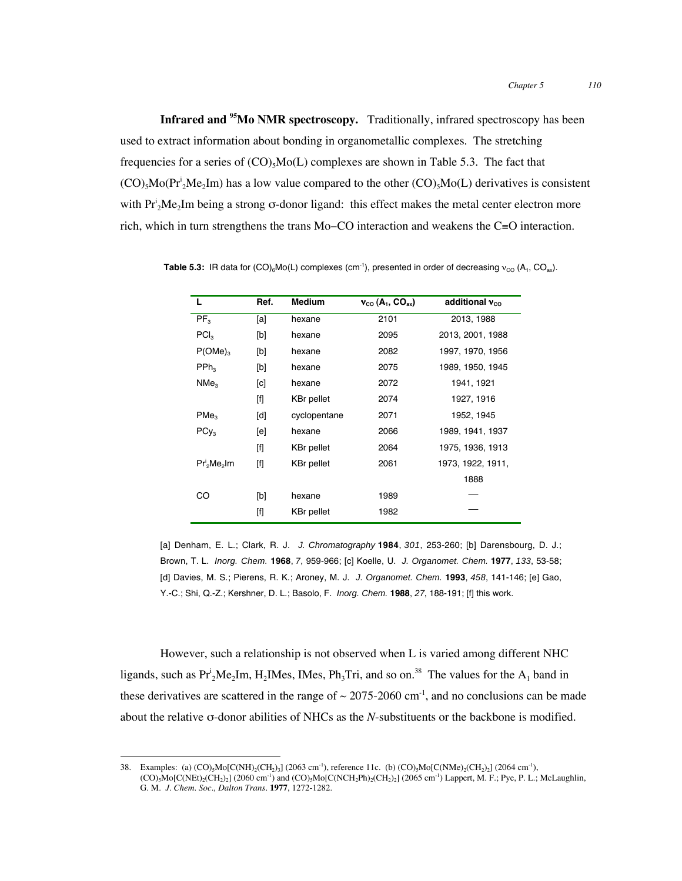**Infrared and $^{95}$Mo NMR spectroscopy.** Traditionally, infrared spectroscopy has been used to extract information about bonding in organometallic complexes. The stretching frequencies for a series of $(CO)_5Mo(L)$ complexes are shown in Table 5.3. The fact that $(CO)_5Mo(Pr^i_2Me_2Im)$ has a low value compared to the other $(CO)_5Mo(L)$ derivatives is consistent with $Pr^i_2Me_2Im$ being a strong σ-donor ligand: this effect makes the metal center electron more rich, which in turn strengthens the trans Mo–CO interaction and weakens the C≡O interaction.

**Table 5.3:** IR data for $(CO)_5Mo(L)$ complexes (cm$^{-1}$), presented in order of decreasing $\nu_{CO}$ ($A_1$, $CO_{ax}$).

| L | Ref. | Medium | $\nu_{CO}$ ($A_1$, $CO_{ax}$) | additional $\nu_{CO}$ |
|---|---|---|---|---|
| $PF_3$ | [a] | hexane | 2101 | 2013, 1988 |
| $PCl_3$ | [b] | hexane | 2095 | 2013, 2001, 1988 |
| $P(OMe)_3$ | [b] | hexane | 2082 | 1997, 1970, 1956 |
| $PPh_3$ | [b] | hexane | 2075 | 1989, 1950, 1945 |
| $NMe_3$ | [c] | hexane | 2072 | 1941, 1921 |
| | [f] | KBr pellet | 2074 | 1927, 1916 |
| $PMe_3$ | [d] | cyclopentane | 2071 | 1952, 1945 |
| $PCy_3$ | [e] | hexane | 2066 | 1989, 1941, 1937 |
| | [f] | KBr pellet | 2064 | 1975, 1936, 1913 |
| $Pr^i_2Me_2Im$ | [f] | KBr pellet | 2061 | 1973, 1922, 1911, 1888 |
| CO | [b] | hexane | 1989 | — |
| | [f] | KBr pellet | 1982 | — |

[a] Denham, E. L.; Clark, R. J. *J. Chromatography* **1984**, *301*, 253-260; [b] Darensbourg, D. J.; Brown, T. L. *Inorg. Chem.* **1968**, *7*, 959-966; [c] Koelle, U. *J. Organomet. Chem.* **1977**, *133*, 53-58; [d] Davies, M. S.; Pierens, R. K.; Aroney, M. J. *J. Organomet. Chem.* **1993**, *458*, 141-146; [e] Gao, Y.-C.; Shi, Q.-Z.; Kershner, D. L.; Basolo, F. *Inorg. Chem.* **1988**, *27*, 188-191; [f] this work.

However, such a relationship is not observed when L is varied among different NHC ligands, such as $Pr^i_2Me_2Im$, $H_2IMes$, IMes, $Ph_3Tri$, and so on.[38] The values for the $A_1$ band in these derivatives are scattered in the range of ~ 2075-2060 cm$^{-1}$, and no conclusions can be made about the relative σ-donor abilities of NHCs as the *N*-substituents or the backbone is modified.

38. Examples: (a) $(CO)_5Mo[C(NH)_2(CH_2)_3]$ (2063 cm$^{-1}$), reference 11c. (b) $(CO)_5Mo[C(NMe)_2(CH_2)_2]$ (2064 cm$^{-1}$), $(CO)_5Mo[C(NEt)_2(CH_2)_2]$ (2060 cm$^{-1}$) and $(CO)_5Mo[C(NCH_2Ph)_2(CH_2)_2]$ (2065 cm$^{-1}$) Lappert, M. F.; Pye, P. L.; McLaughlin, G. M. *J. Chem. Soc., Dalton Trans*. **1977**, 1272-1282.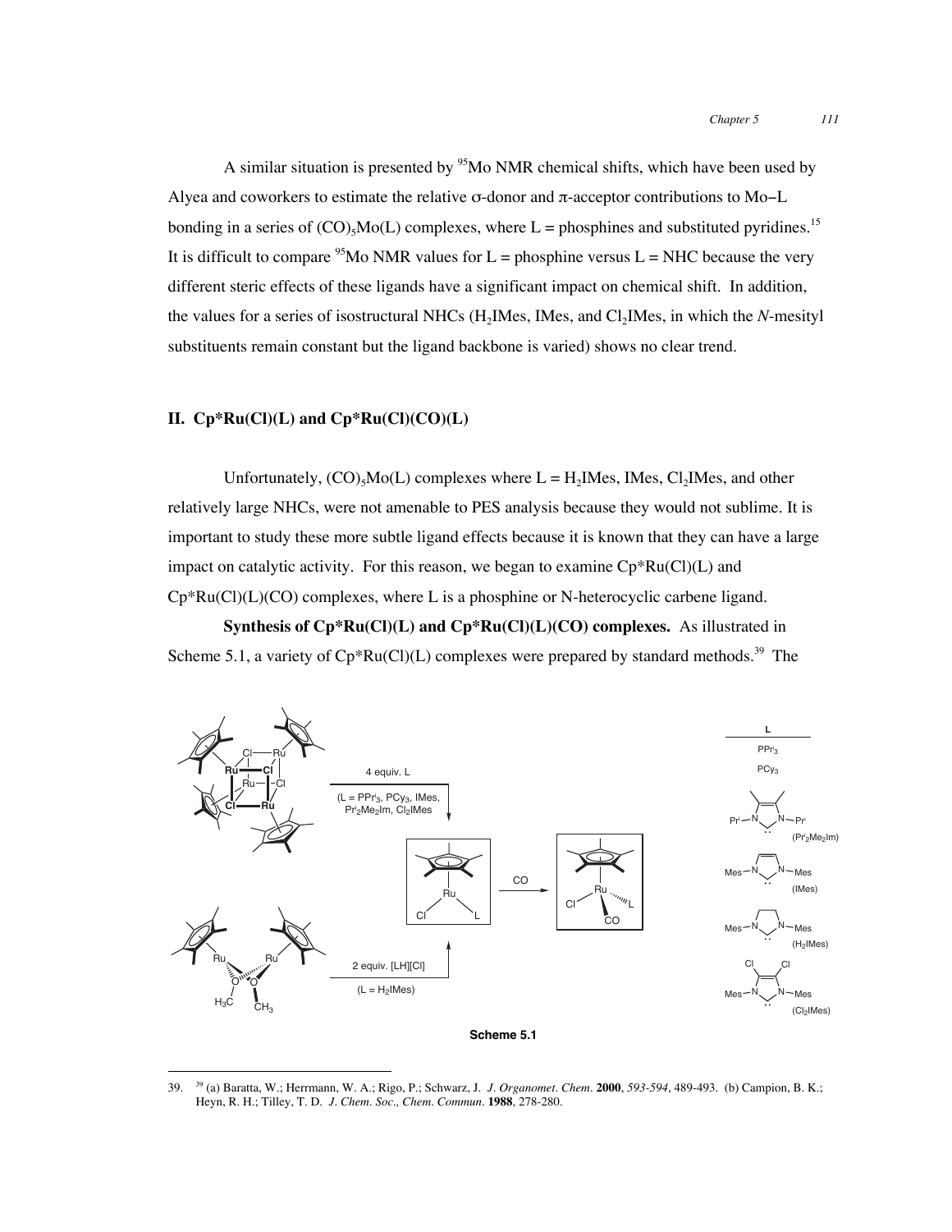A similar situation is presented by $^{95}$Mo NMR chemical shifts, which have been used by Alyea and coworkers to estimate the relative σ-donor and π-acceptor contributions to Mo−L bonding in a series of $(CO)_5Mo(L)$ complexes, where L = phosphines and substituted pyridines.[15] It is difficult to compare $^{95}$Mo NMR values for L = phosphine versus L = NHC because the very different steric effects of these ligands have a significant impact on chemical shift. In addition, the values for a series of isostructural NHCs ($H_2$IMes, IMes, and $Cl_2$IMes, in which the *N*-mesityl substituents remain constant but the ligand backbone is varied) shows no clear trend.

## II. Cp*Ru(Cl)(L) and Cp*Ru(Cl)(CO)(L)

Unfortunately, $(CO)_5Mo(L)$ complexes where L = $H_2$IMes, IMes, $Cl_2$IMes, and other relatively large NHCs, were not amenable to PES analysis because they would not sublime. It is important to study these more subtle ligand effects because it is known that they can have a large impact on catalytic activity. For this reason, we began to examine Cp*Ru(Cl)(L) and Cp*Ru(Cl)(L)(CO) complexes, where L is a phosphine or N-heterocyclic carbene ligand.

**Synthesis of Cp*Ru(Cl)(L) and Cp*Ru(Cl)(L)(CO) complexes.** As illustrated in Scheme 5.1, a variety of Cp*Ru(Cl)(L) complexes were prepared by standard methods.[39] The

**Scheme 5.1**

---

39. [39] (a) Baratta, W.; Herrmann, W. A.; Rigo, P.; Schwarz, J. *J. Organomet. Chem.* **2000**, *593-594*, 489-493. (b) Campion, B. K.; Heyn, R. H.; Tilley, T. D. *J. Chem. Soc., Chem. Commun.* **1988**, 278-280.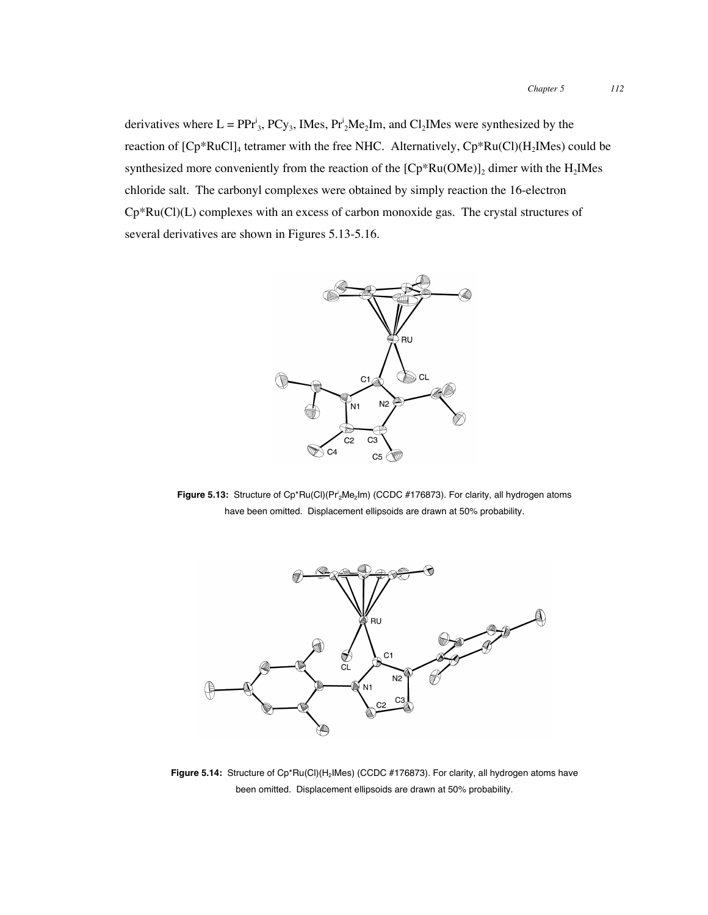derivatives where L = $PPr^i_3$, $PCy_3$, IMes, $Pr^i_2Me_2Im$, and $Cl_2IMes$ were synthesized by the reaction of $[Cp^*RuCl]_4$ tetramer with the free NHC. Alternatively, $Cp^*Ru(Cl)(H_2IMes)$ could be synthesized more conveniently from the reaction of the $[Cp^*Ru(OMe)]_2$ dimer with the $H_2IMes$ chloride salt. The carbonyl complexes were obtained by simply reaction the 16-electron $Cp^*Ru(Cl)(L)$ complexes with an excess of carbon monoxide gas. The crystal structures of several derivatives are shown in Figures 5.13-5.16.

**Figure 5.13:** Structure of $Cp^*Ru(Cl)(Pr^i_2Me_2Im)$ (CCDC #176873). For clarity, all hydrogen atoms have been omitted. Displacement ellipsoids are drawn at 50% probability.

**Figure 5.14:** Structure of $Cp^*Ru(Cl)(H_2IMes)$ (CCDC #176873). For clarity, all hydrogen atoms have been omitted. Displacement ellipsoids are drawn at 50% probability.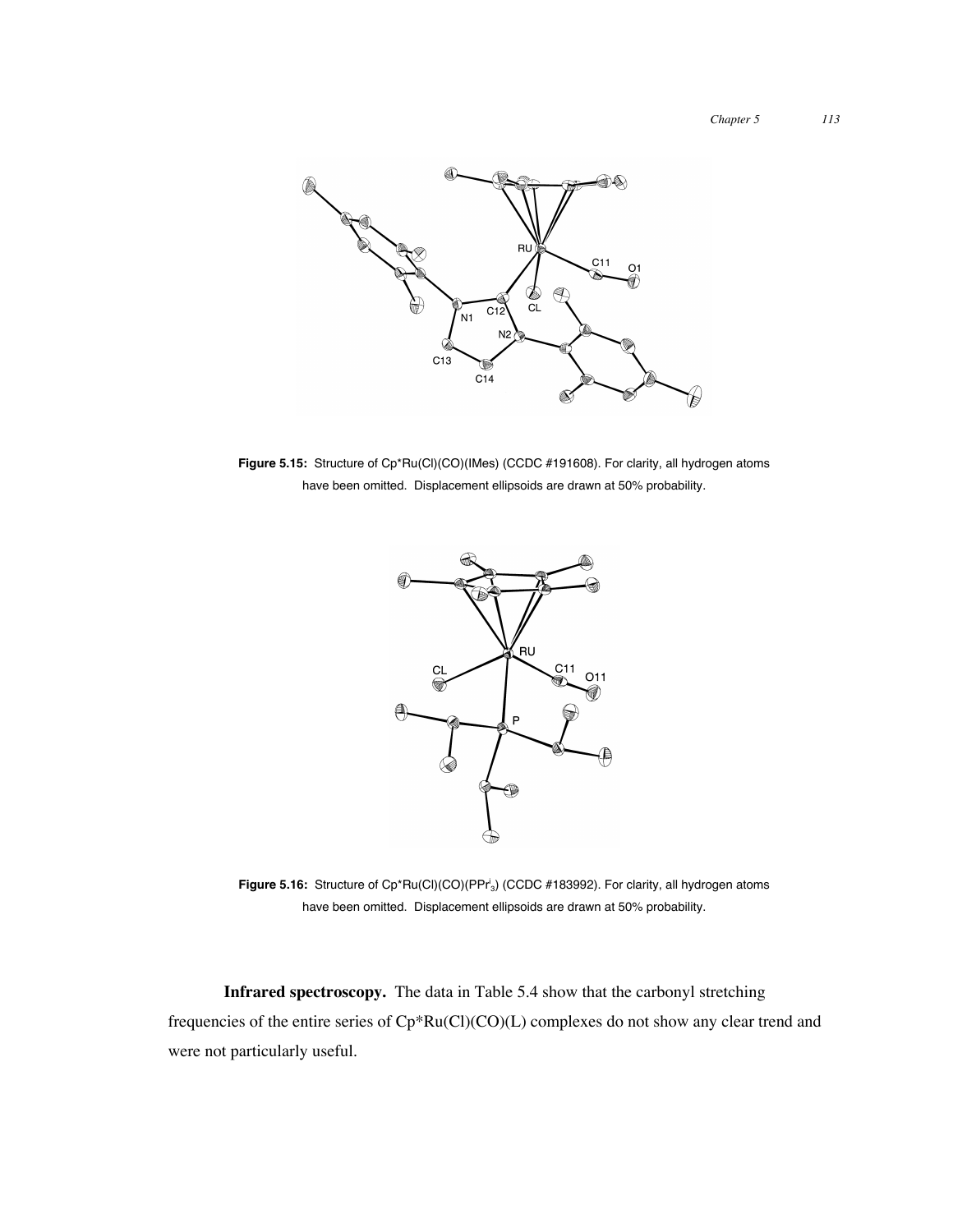**Figure 5.15:** Structure of Cp*Ru(Cl)(CO)(IMes) (CCDC #191608). For clarity, all hydrogen atoms have been omitted. Displacement ellipsoids are drawn at 50% probability.

**Figure 5.16:** Structure of Cp*Ru(Cl)(CO)($PPr^i_3$) (CCDC #183992). For clarity, all hydrogen atoms have been omitted. Displacement ellipsoids are drawn at 50% probability.

**Infrared spectroscopy.** The data in Table 5.4 show that the carbonyl stretching frequencies of the entire series of Cp*Ru(Cl)(CO)(L) complexes do not show any clear trend and were not particularly useful.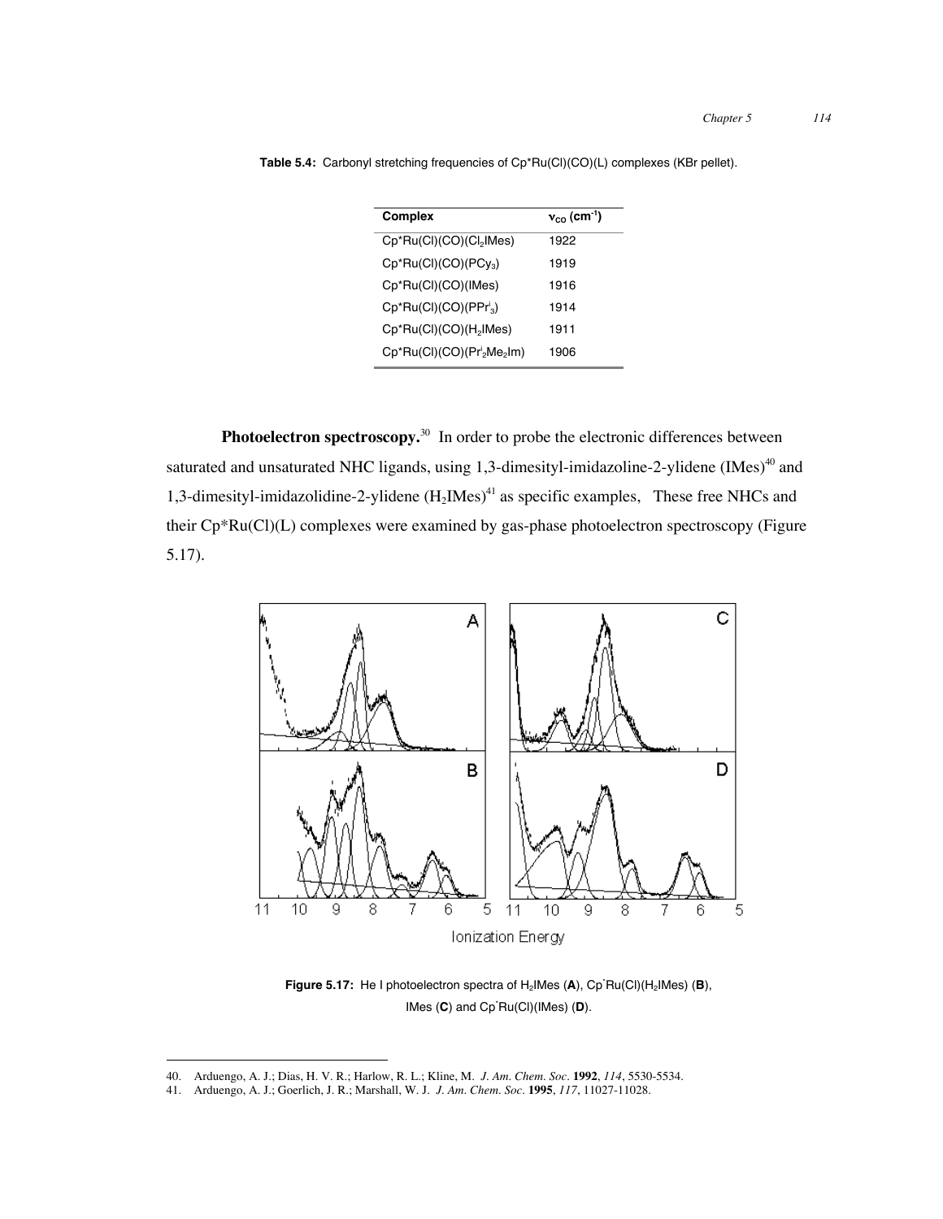**Table 5.4:** Carbonyl stretching frequencies of Cp*Ru(Cl)(CO)(L) complexes (KBr pellet).

| Complex | $\nu_{CO}$ (cm$^{-1}$) |
|---|---|
| Cp*Ru(Cl)(CO)($Cl_2$IMes) | 1922 |
| Cp*Ru(Cl)(CO)($PCy_3$) | 1919 |
| Cp*Ru(Cl)(CO)(IMes) | 1916 |
| Cp*Ru(Cl)(CO)($PPr^i_3$) | 1914 |
| Cp*Ru(Cl)(CO)($H_2$IMes) | 1911 |
| Cp*Ru(Cl)(CO)($Pr^i_2Me_2$Im) | 1906 |

**Photoelectron spectroscopy.**[30] In order to probe the electronic differences between saturated and unsaturated NHC ligands, using 1,3-dimesityl-imidazoline-2-ylidene (IMes)[40] and 1,3-dimesityl-imidazolidine-2-ylidene ($H_2$IMes)[41] as specific examples, These free NHCs and their Cp*Ru(Cl)(L) complexes were examined by gas-phase photoelectron spectroscopy (Figure 5.17).

**Figure 5.17:** He I photoelectron spectra of $H_2$IMes (**A**), Cp*Ru(Cl)($H_2$IMes) (**B**), IMes (**C**) and Cp*Ru(Cl)(IMes) (**D**).

40. Arduengo, A. J.; Dias, H. V. R.; Harlow, R. L.; Kline, M. *J. Am. Chem. Soc.* **1992**, *114*, 5530-5534.
41. Arduengo, A. J.; Goerlich, J. R.; Marshall, W. J. *J. Am. Chem. Soc.* **1995**, *117*, 11027-11028.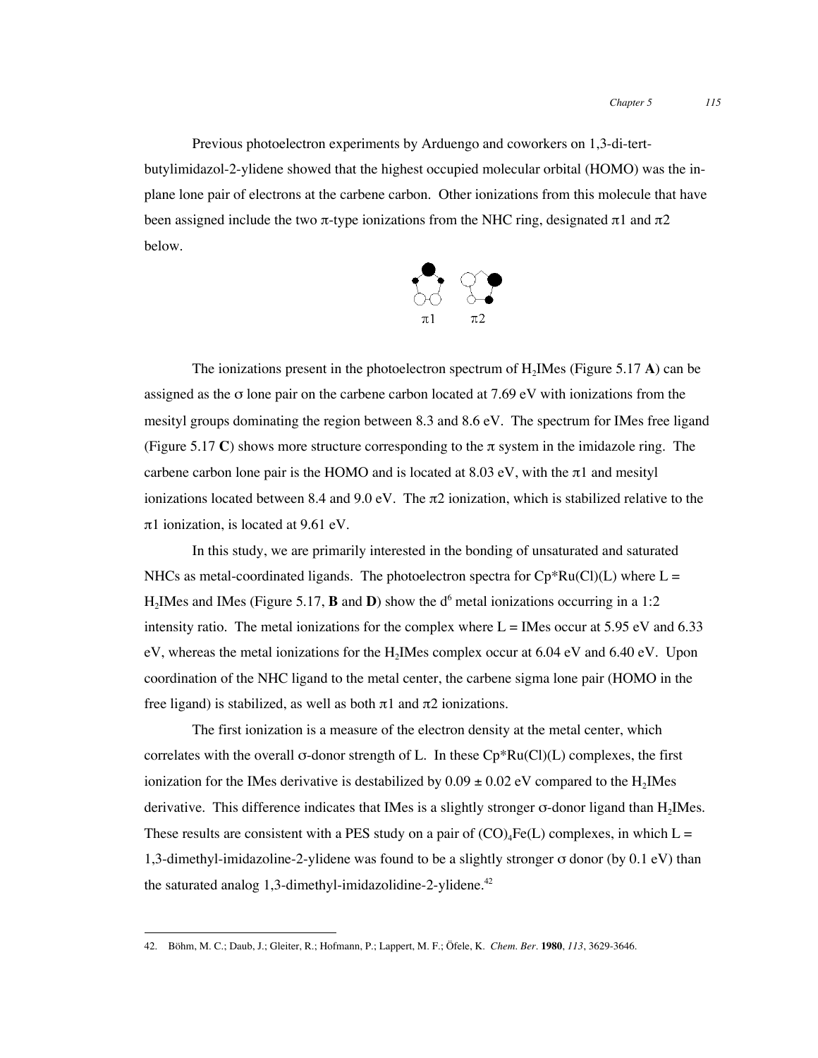Previous photoelectron experiments by Arduengo and coworkers on 1,3-di-tert-butylimidazol-2-ylidene showed that the highest occupied molecular orbital (HOMO) was the in-plane lone pair of electrons at the carbene carbon. Other ionizations from this molecule that have been assigned include the two π-type ionizations from the NHC ring, designated π1 and π2 below.

π1 π2

The ionizations present in the photoelectron spectrum of $H_2$IMes (Figure 5.17 **A**) can be assigned as the σ lone pair on the carbene carbon located at 7.69 eV with ionizations from the mesityl groups dominating the region between 8.3 and 8.6 eV. The spectrum for IMes free ligand (Figure 5.17 **C**) shows more structure corresponding to the π system in the imidazole ring. The carbene carbon lone pair is the HOMO and is located at 8.03 eV, with the π1 and mesityl ionizations located between 8.4 and 9.0 eV. The π2 ionization, which is stabilized relative to the π1 ionization, is located at 9.61 eV.

In this study, we are primarily interested in the bonding of unsaturated and saturated NHCs as metal-coordinated ligands. The photoelectron spectra for Cp*Ru(Cl)(L) where L = $H_2$IMes and IMes (Figure 5.17, **B** and **D**) show the $d^6$ metal ionizations occurring in a 1:2 intensity ratio. The metal ionizations for the complex where L = IMes occur at 5.95 eV and 6.33 eV, whereas the metal ionizations for the $H_2$IMes complex occur at 6.04 eV and 6.40 eV. Upon coordination of the NHC ligand to the metal center, the carbene sigma lone pair (HOMO in the free ligand) is stabilized, as well as both π1 and π2 ionizations.

The first ionization is a measure of the electron density at the metal center, which correlates with the overall σ-donor strength of L. In these Cp*Ru(Cl)(L) complexes, the first ionization for the IMes derivative is destabilized by $0.09 \pm 0.02$ eV compared to the $H_2$IMes derivative. This difference indicates that IMes is a slightly stronger σ-donor ligand than $H_2$IMes. These results are consistent with a PES study on a pair of $(CO)_4$Fe(L) complexes, in which L = 1,3-dimethyl-imidazoline-2-ylidene was found to be a slightly stronger σ donor (by 0.1 eV) than the saturated analog 1,3-dimethyl-imidazolidine-2-ylidene.[42]

---

42. Böhm, M. C.; Daub, J.; Gleiter, R.; Hofmann, P.; Lappert, M. F.; Öfele, K. *Chem. Ber.* **1980**, *113*, 3629-3646.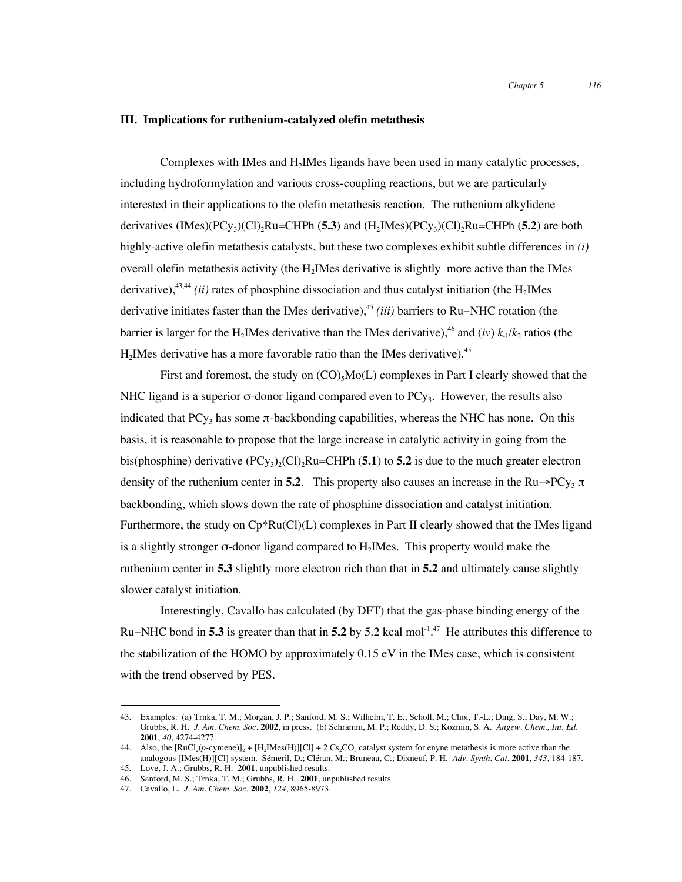### III. Implications for ruthenium-catalyzed olefin metathesis

Complexes with IMes and $H_2$IMes ligands have been used in many catalytic processes, including hydroformylation and various cross-coupling reactions, but we are particularly interested in their applications to the olefin metathesis reaction. The ruthenium alkylidene derivatives (IMes)($PCy_3$)$(Cl)_2$Ru=CHPh (**5.3**) and ($H_2$IMes)($PCy_3$)$(Cl)_2$Ru=CHPh (**5.2**) are both highly-active olefin metathesis catalysts, but these two complexes exhibit subtle differences in *(i)* overall olefin metathesis activity (the $H_2$IMes derivative is slightly more active than the IMes derivative),[43,44] *(ii)* rates of phosphine dissociation and thus catalyst initiation (the $H_2$IMes derivative initiates faster than the IMes derivative),[45] *(iii)* barriers to Ru–NHC rotation (the barrier is larger for the $H_2$IMes derivative than the IMes derivative),[46] and (*iv*) $k_{-1}/k_2$ ratios (the $H_2$IMes derivative has a more favorable ratio than the IMes derivative).[45]

First and foremost, the study on $(CO)_5$Mo(L) complexes in Part I clearly showed that the NHC ligand is a superior σ-donor ligand compared even to $PCy_3$. However, the results also indicated that $PCy_3$ has some π-backbonding capabilities, whereas the NHC has none. On this basis, it is reasonable to propose that the large increase in catalytic activity in going from the bis(phosphine) derivative $(PCy_3)_2(Cl)_2$Ru=CHPh (**5.1**) to **5.2** is due to the much greater electron density of the ruthenium center in **5.2**. This property also causes an increase in the Ru→$PCy_3$ π backbonding, which slows down the rate of phosphine dissociation and catalyst initiation. Furthermore, the study on Cp*Ru(Cl)(L) complexes in Part II clearly showed that the IMes ligand is a slightly stronger σ-donor ligand compared to $H_2$IMes. This property would make the ruthenium center in **5.3** slightly more electron rich than that in **5.2** and ultimately cause slightly slower catalyst initiation.

Interestingly, Cavallo has calculated (by DFT) that the gas-phase binding energy of the Ru–NHC bond in **5.3** is greater than that in **5.2** by 5.2 kcal mol$^{-1}$.[47] He attributes this difference to the stabilization of the HOMO by approximately 0.15 eV in the IMes case, which is consistent with the trend observed by PES.

---

43. Examples: (a) Trnka, T. M.; Morgan, J. P.; Sanford, M. S.; Wilhelm, T. E.; Scholl, M.; Choi, T.-L.; Ding, S.; Day, M. W.; Grubbs, R. H. *J. Am. Chem. Soc.* **2002**, in press. (b) Schramm, M. P.; Reddy, D. S.; Kozmin, S. A. *Angew. Chem., Int. Ed.* **2001**, *40*, 4274-4277.
44. Also, the $[RuCl_2(p\text{-cymene})]_2$ + $[H_2IMes(H)][Cl]$ + 2 $Cs_2CO_3$ catalyst system for enyne metathesis is more active than the analogous [IMes(H)][Cl] system. Sémeril, D.; Cléran, M.; Bruneau, C.; Dixneuf, P. H. *Adv. Synth. Cat.* **2001**, *343*, 184-187.
45. Love, J. A.; Grubbs, R. H. **2001**, unpublished results.
46. Sanford, M. S.; Trnka, T. M.; Grubbs, R. H. **2001**, unpublished results.
47. Cavallo, L. *J. Am. Chem. Soc.* **2002**, *124*, 8965-8973.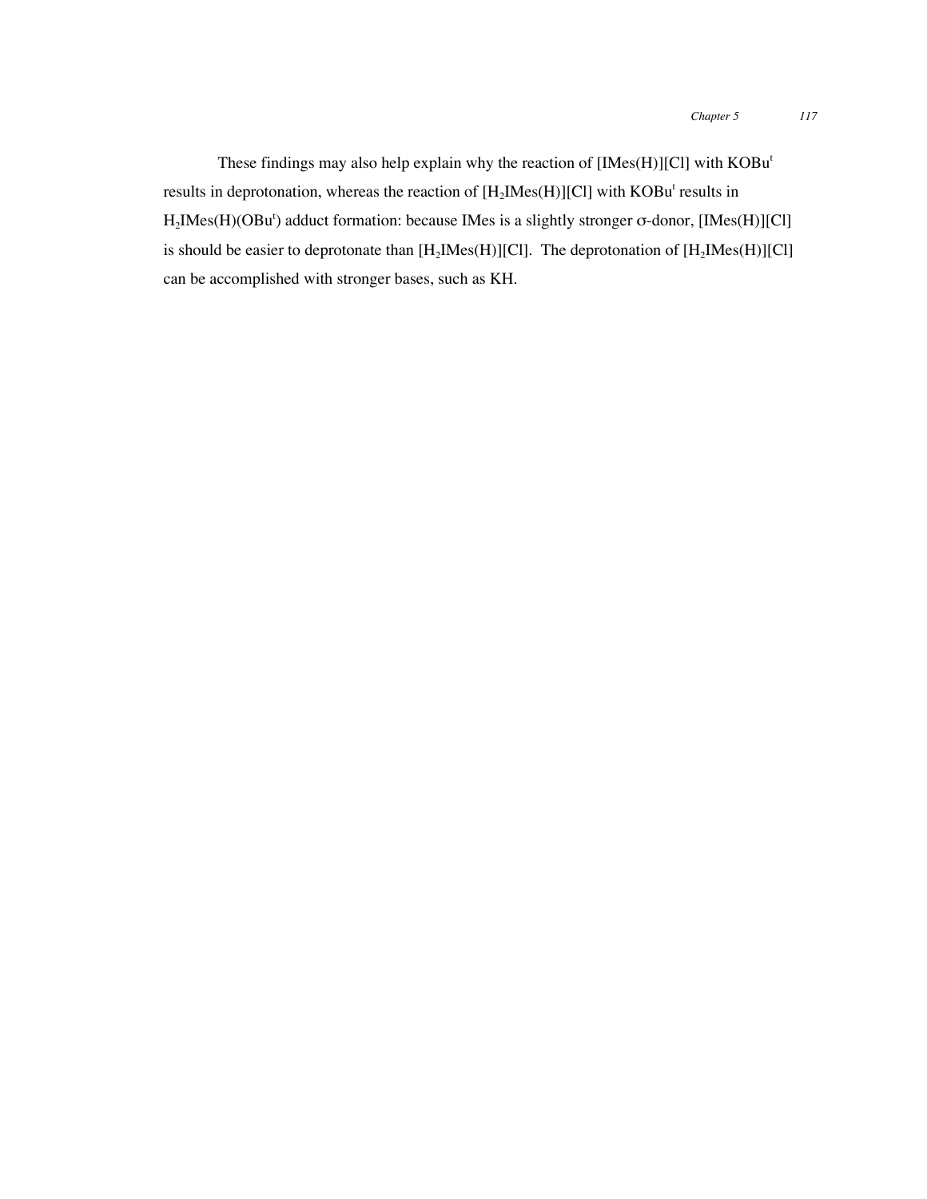These findings may also help explain why the reaction of [IMes(H)][Cl] with $KOBu^t$ results in deprotonation, whereas the reaction of [$H_2$IMes(H)][Cl] with $KOBu^t$ results in $H_2$IMes(H)($OBu^t$) adduct formation: because IMes is a slightly stronger σ-donor, [IMes(H)][Cl] is should be easier to deprotonate than [$H_2$IMes(H)][Cl]. The deprotonation of [$H_2$IMes(H)][Cl] can be accomplished with stronger bases, such as KH.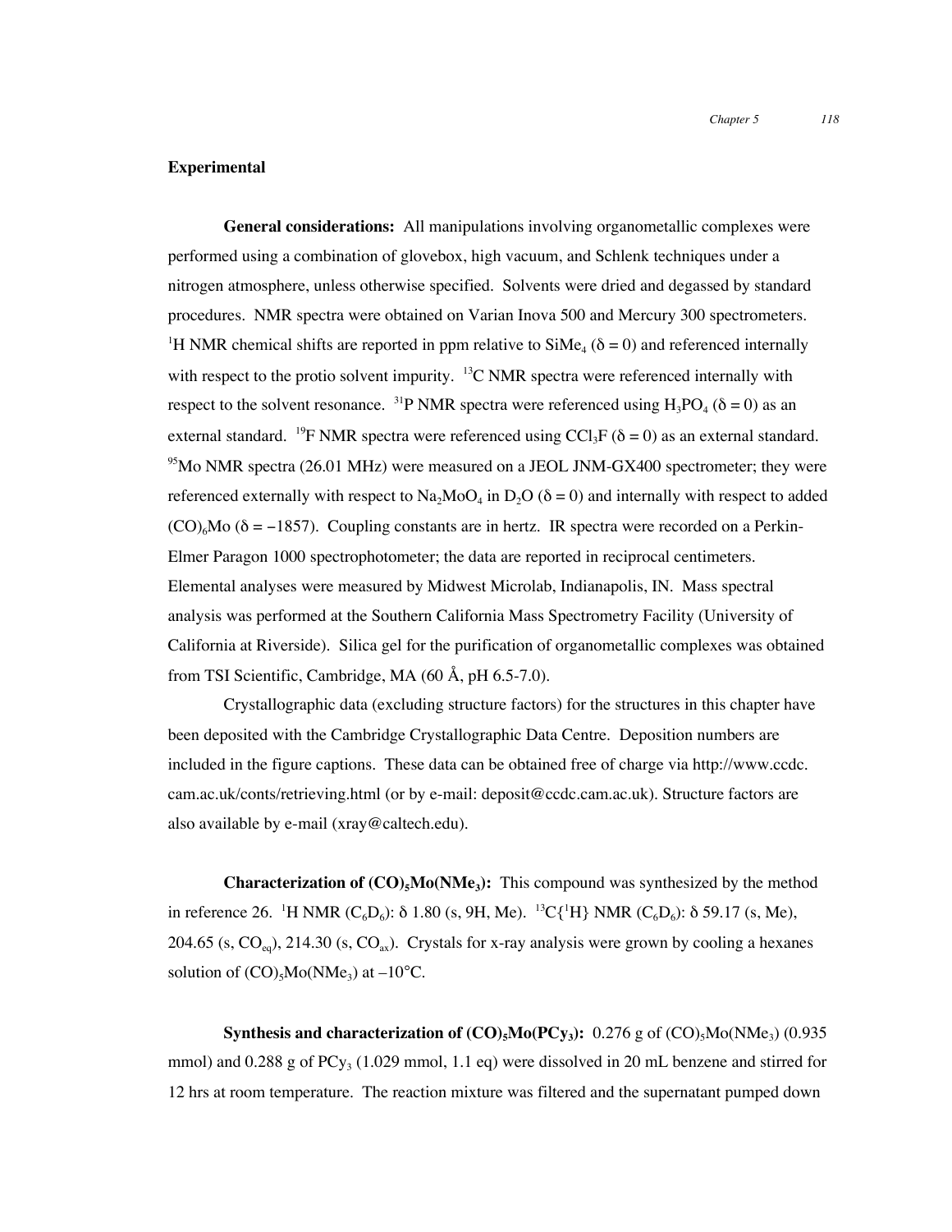## Experimental

**General considerations:** All manipulations involving organometallic complexes were performed using a combination of glovebox, high vacuum, and Schlenk techniques under a nitrogen atmosphere, unless otherwise specified. Solvents were dried and degassed by standard procedures. NMR spectra were obtained on Varian Inova 500 and Mercury 300 spectrometers. $^{1}$H NMR chemical shifts are reported in ppm relative to $SiMe_4$ ($\delta = 0$) and referenced internally with respect to the protio solvent impurity. $^{13}$C NMR spectra were referenced internally with respect to the solvent resonance. $^{31}$P NMR spectra were referenced using $H_3PO_4$ ($\delta = 0$) as an external standard. $^{19}$F NMR spectra were referenced using $CCl_3F$ ($\delta = 0$) as an external standard. $^{95}$Mo NMR spectra (26.01 MHz) were measured on a JEOL JNM-GX400 spectrometer; they were referenced externally with respect to $Na_2MoO_4$ in $D_2O$ ($\delta = 0$) and internally with respect to added $(CO)_6Mo$ ($\delta = -1857$). Coupling constants are in hertz. IR spectra were recorded on a Perkin-Elmer Paragon 1000 spectrophotometer; the data are reported in reciprocal centimeters. Elemental analyses were measured by Midwest Microlab, Indianapolis, IN. Mass spectral analysis was performed at the Southern California Mass Spectrometry Facility (University of California at Riverside). Silica gel for the purification of organometallic complexes was obtained from TSI Scientific, Cambridge, MA (60 Å, pH 6.5-7.0).

Crystallographic data (excluding structure factors) for the structures in this chapter have been deposited with the Cambridge Crystallographic Data Centre. Deposition numbers are included in the figure captions. These data can be obtained free of charge via http://www.ccdc.cam.ac.uk/conts/retrieving.html (or by e-mail: deposit@ccdc.cam.ac.uk). Structure factors are also available by e-mail (xray@caltech.edu).

**Characterization of $(CO)_5Mo(NMe_3)$:** This compound was synthesized by the method in reference 26. $^{1}$H NMR ($C_6D_6$): $\delta$ 1.80 (s, 9H, Me). $^{13}C\{^{1}H\}$ NMR ($C_6D_6$): $\delta$ 59.17 (s, Me), 204.65 (s, $CO_{eq}$), 214.30 (s, $CO_{ax}$). Crystals for x-ray analysis were grown by cooling a hexanes solution of $(CO)_5Mo(NMe_3)$ at –10°C.

**Synthesis and characterization of $(CO)_5Mo(PCy_3)$:** 0.276 g of $(CO)_5Mo(NMe_3)$ (0.935 mmol) and 0.288 g of $PCy_3$ (1.029 mmol, 1.1 eq) were dissolved in 20 mL benzene and stirred for 12 hrs at room temperature. The reaction mixture was filtered and the supernatant pumped down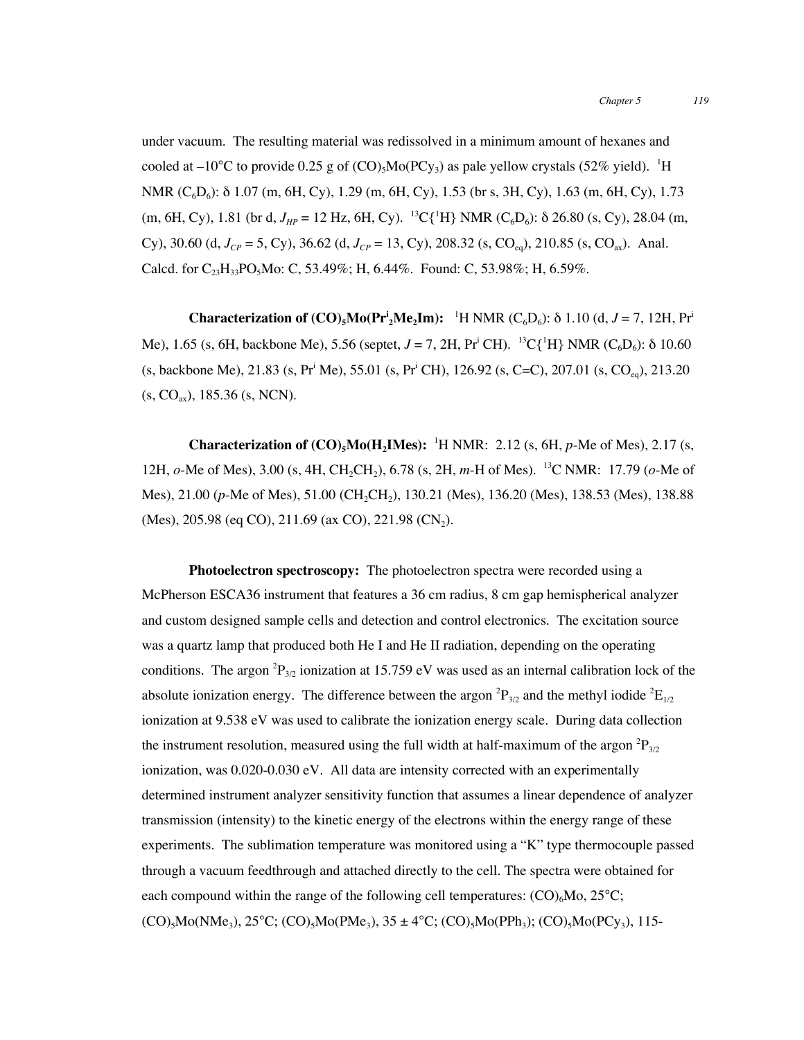under vacuum. The resulting material was redissolved in a minimum amount of hexanes and cooled at –10°C to provide 0.25 g of $(CO)_5Mo(PCy_3)$ as pale yellow crystals (52% yield). $^1H$ NMR ($C_6D_6$): δ 1.07 (m, 6H, Cy), 1.29 (m, 6H, Cy), 1.53 (br s, 3H, Cy), 1.63 (m, 6H, Cy), 1.73 (m, 6H, Cy), 1.81 (br d, $J_{HP}$ = 12 Hz, 6H, Cy). $^{13}C\{^1H\}$ NMR ($C_6D_6$): δ 26.80 (s, Cy), 28.04 (m, Cy), 30.60 (d, $J_{CP}$ = 5, Cy), 36.62 (d, $J_{CP}$ = 13, Cy), 208.32 (s, $CO_{eq}$), 210.85 (s, $CO_{ax}$). Anal. Calcd. for $C_{23}H_{33}PO_5Mo$: C, 53.49%; H, 6.44%. Found: C, 53.98%; H, 6.59%.

**Characterization of $(CO)_5Mo(Pr^i_2Me_2Im)$:** $^1H$ NMR ($C_6D_6$): δ 1.10 (d, $J$ = 7, 12H, $Pr^i$ Me), 1.65 (s, 6H, backbone Me), 5.56 (septet, $J$ = 7, 2H, $Pr^i$ CH). $^{13}C\{^1H\}$ NMR ($C_6D_6$): δ 10.60 (s, backbone Me), 21.83 (s, $Pr^i$ Me), 55.01 (s, $Pr^i$ CH), 126.92 (s, C=C), 207.01 (s, $CO_{eq}$), 213.20 (s, $CO_{ax}$), 185.36 (s, NCN).

**Characterization of $(CO)_5Mo(H_2IMes)$:** $^1H$ NMR: 2.12 (s, 6H, *p*-Me of Mes), 2.17 (s, 12H, *o*-Me of Mes), 3.00 (s, 4H, $CH_2CH_2$), 6.78 (s, 2H, *m*-H of Mes). $^{13}C$ NMR: 17.79 (*o*-Me of Mes), 21.00 (*p*-Me of Mes), 51.00 ($CH_2CH_2$), 130.21 (Mes), 136.20 (Mes), 138.53 (Mes), 138.88 (Mes), 205.98 (eq CO), 211.69 (ax CO), 221.98 ($CN_2$).

**Photoelectron spectroscopy:** The photoelectron spectra were recorded using a McPherson ESCA36 instrument that features a 36 cm radius, 8 cm gap hemispherical analyzer and custom designed sample cells and detection and control electronics. The excitation source was a quartz lamp that produced both He I and He II radiation, depending on the operating conditions. The argon $^2P_{3/2}$ ionization at 15.759 eV was used as an internal calibration lock of the absolute ionization energy. The difference between the argon $^2P_{3/2}$ and the methyl iodide $^2E_{1/2}$ ionization at 9.538 eV was used to calibrate the ionization energy scale. During data collection the instrument resolution, measured using the full width at half-maximum of the argon $^2P_{3/2}$ ionization, was 0.020-0.030 eV. All data are intensity corrected with an experimentally determined instrument analyzer sensitivity function that assumes a linear dependence of analyzer transmission (intensity) to the kinetic energy of the electrons within the energy range of these experiments. The sublimation temperature was monitored using a "K" type thermocouple passed through a vacuum feedthrough and attached directly to the cell. The spectra were obtained for each compound within the range of the following cell temperatures: $(CO)_6Mo$, 25°C; $(CO)_5Mo(NMe_3)$, 25°C; $(CO)_5Mo(PMe_3)$, 35 ± 4°C; $(CO)_5Mo(PPh_3)$; $(CO)_5Mo(PCy_3)$, 115-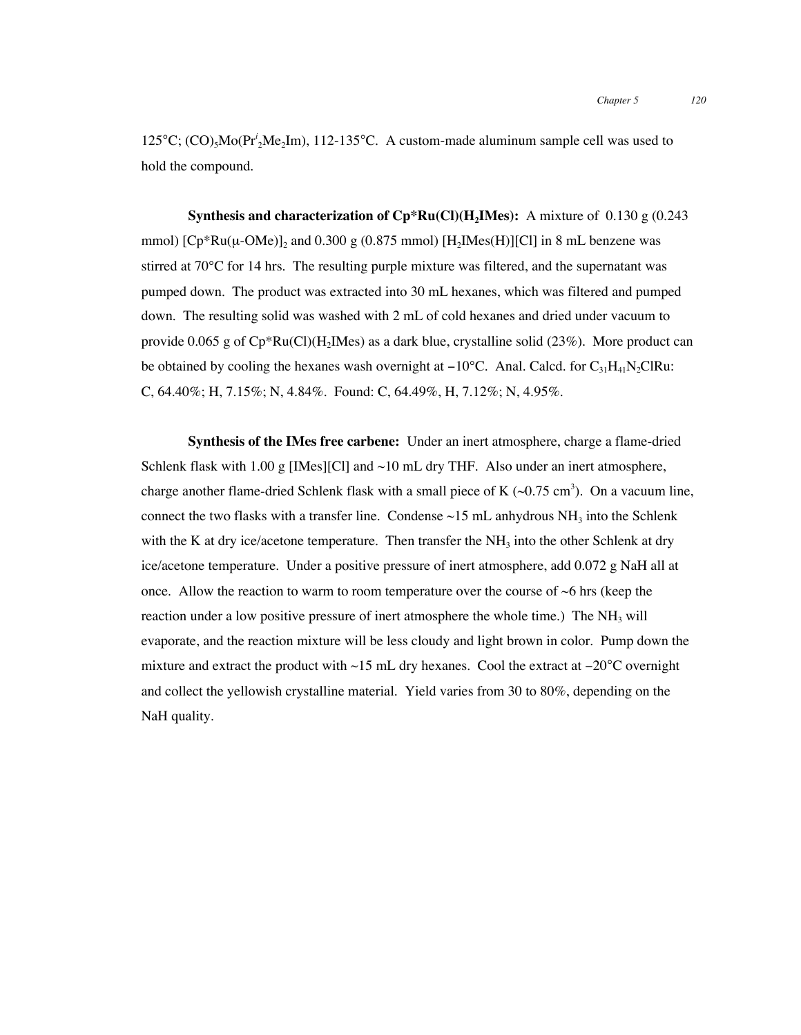125°C; $(CO)_5Mo(Pr^i{}_2Me_2Im)$, 112-135°C. A custom-made aluminum sample cell was used to hold the compound.

**Synthesis and characterization of Cp*Ru(Cl)($H_2$IMes):** A mixture of 0.130 g (0.243 mmol) $[Cp^*Ru(\mu\text{-}OMe)]_2$ and 0.300 g (0.875 mmol) $[H_2IMes(H)][Cl]$ in 8 mL benzene was stirred at 70°C for 14 hrs. The resulting purple mixture was filtered, and the supernatant was pumped down. The product was extracted into 30 mL hexanes, which was filtered and pumped down. The resulting solid was washed with 2 mL of cold hexanes and dried under vacuum to provide 0.065 g of Cp*Ru(Cl)($H_2$IMes) as a dark blue, crystalline solid (23%). More product can be obtained by cooling the hexanes wash overnight at −10°C. Anal. Calcd. for $C_{31}H_{41}N_2ClRu$: C, 64.40%; H, 7.15%; N, 4.84%. Found: C, 64.49%, H, 7.12%; N, 4.95%.

**Synthesis of the IMes free carbene:** Under an inert atmosphere, charge a flame-dried Schlenk flask with 1.00 g [IMes][Cl] and ~10 mL dry THF. Also under an inert atmosphere, charge another flame-dried Schlenk flask with a small piece of K (~0.75 $cm^3$). On a vacuum line, connect the two flasks with a transfer line. Condense ~15 mL anhydrous $NH_3$ into the Schlenk with the K at dry ice/acetone temperature. Then transfer the $NH_3$ into the other Schlenk at dry ice/acetone temperature. Under a positive pressure of inert atmosphere, add 0.072 g NaH all at once. Allow the reaction to warm to room temperature over the course of ~6 hrs (keep the reaction under a low positive pressure of inert atmosphere the whole time.) The $NH_3$ will evaporate, and the reaction mixture will be less cloudy and light brown in color. Pump down the mixture and extract the product with ~15 mL dry hexanes. Cool the extract at −20°C overnight and collect the yellowish crystalline material. Yield varies from 30 to 80%, depending on the NaH quality.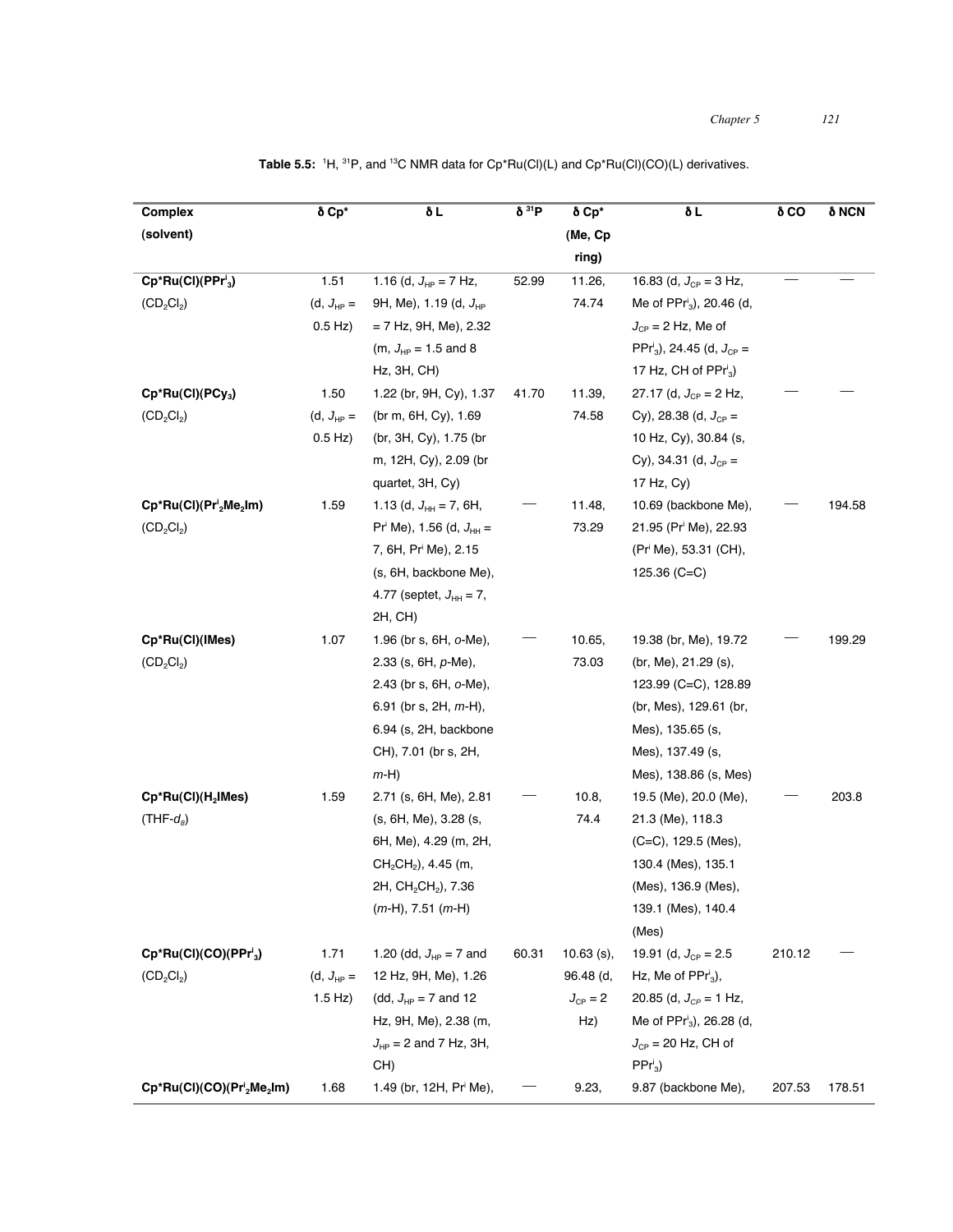**Table 5.5:** $^{1}H$, $^{31}P$, and $^{13}C$ NMR data for Cp*Ru(Cl)(L) and Cp*Ru(Cl)(CO)(L) derivatives.

| Complex (solvent) | δ Cp* | δ L | δ $^{31}P$ | δ Cp* (Me, Cp ring) | δ L | δ CO | δ NCN |
|---|---|---|---|---|---|---|---|
| **Cp*Ru(Cl)(PPr$^{i}_{3}$)** ($CD_2Cl_2$) | 1.51 (d, $J_{HP}$ = 0.5 Hz) | 1.16 (d, $J_{HP}$ = 7 Hz, 9H, Me), 1.19 (d, $J_{HP}$ = 7 Hz, 9H, Me), 2.32 (m, $J_{HP}$ = 1.5 and 8 Hz, 3H, CH) | 52.99 | 11.26, 74.74 | 16.83 (d, $J_{CP}$ = 3 Hz, Me of PPr$^{i}_{3}$), 20.46 (d, $J_{CP}$ = 2 Hz, Me of PPr$^{i}_{3}$), 24.45 (d, $J_{CP}$ = 17 Hz, CH of PPr$^{i}_{3}$) | — | — |
| **Cp*Ru(Cl)(PCy$_3$)** ($CD_2Cl_2$) | 1.50 (d, $J_{HP}$ = 0.5 Hz) | 1.22 (br, 9H, Cy), 1.37 (br m, 6H, Cy), 1.69 (br, 3H, Cy), 1.75 (br m, 12H, Cy), 2.09 (br quartet, 3H, Cy) | 41.70 | 11.39, 74.58 | 27.17 (d, $J_{CP}$ = 2 Hz, Cy), 28.38 (d, $J_{CP}$ = 10 Hz, Cy), 30.84 (s, Cy), 34.31 (d, $J_{CP}$ = 17 Hz, Cy) | — | — |
| **Cp*Ru(Cl)(Pr$^{i}_{2}$Me$_2$Im)** ($CD_2Cl_2$) | 1.59 | 1.13 (d, $J_{HH}$ = 7, 6H, Pr$^{i}$ Me), 1.56 (d, $J_{HH}$ = 7, 6H, Pr$^{i}$ Me), 2.15 (s, 6H, backbone Me), 4.77 (septet, $J_{HH}$ = 7, 2H, CH) | — | 11.48, 73.29 | 10.69 (backbone Me), 21.95 (Pr$^{i}$ Me), 22.93 (Pr$^{i}$ Me), 53.31 (CH), 125.36 (C=C) | — | 194.58 |
| **Cp*Ru(Cl)(IMes)** ($CD_2Cl_2$) | 1.07 | 1.96 (br s, 6H, *o*-Me), 2.33 (s, 6H, *p*-Me), 2.43 (br s, 6H, *o*-Me), 6.91 (br s, 2H, *m*-H), 6.94 (s, 2H, backbone CH), 7.01 (br s, 2H, *m*-H) | — | 10.65, 73.03 | 19.38 (br, Me), 19.72 (br, Me), 21.29 (s), 123.99 (C=C), 128.89 (br, Mes), 129.61 (br, Mes), 135.65 (s, Mes), 137.49 (s, Mes), 138.86 (s, Mes) | — | 199.29 |
| **Cp*Ru(Cl)(H$_2$IMes)** (THF-$d_8$) | 1.59 | 2.71 (s, 6H, Me), 2.81 (s, 6H, Me), 3.28 (s, 6H, Me), 4.29 (m, 2H, CH$_2$CH$_2$), 4.45 (m, 2H, CH$_2$CH$_2$), 7.36 (*m*-H), 7.51 (*m*-H) | — | 10.8, 74.4 | 19.5 (Me), 20.0 (Me), 21.3 (Me), 118.3 (C=C), 129.5 (Mes), 130.4 (Mes), 135.1 (Mes), 136.9 (Mes), 139.1 (Mes), 140.4 (Mes) | — | 203.8 |
| **Cp*Ru(Cl)(CO)(PPr$^{i}_{3}$)** ($CD_2Cl_2$) | 1.71 (d, $J_{HP}$ = 1.5 Hz) | 1.20 (dd, $J_{HP}$ = 7 and 12 Hz, 9H, Me), 1.26 (dd, $J_{HP}$ = 7 and 12 Hz, 9H, Me), 2.38 (m, $J_{HP}$ = 2 and 7 Hz, 3H, CH) | 60.31 | 10.63 (s), 96.48 (d, $J_{CP}$ = 2 Hz) | 19.91 (d, $J_{CP}$ = 2.5 Hz, Me of PPr$^{i}_{3}$), 20.85 (d, $J_{CP}$ = 1 Hz, Me of PPr$^{i}_{3}$), 26.28 (d, $J_{CP}$ = 20 Hz, CH of PPr$^{i}_{3}$) | 210.12 | — |
| **Cp*Ru(Cl)(CO)(Pr$^{i}_{2}$Me$_2$Im)** | 1.68 | 1.49 (br, 12H, Pr$^{i}$ Me), | — | 9.23, | 9.87 (backbone Me), | 207.53 | 178.51 |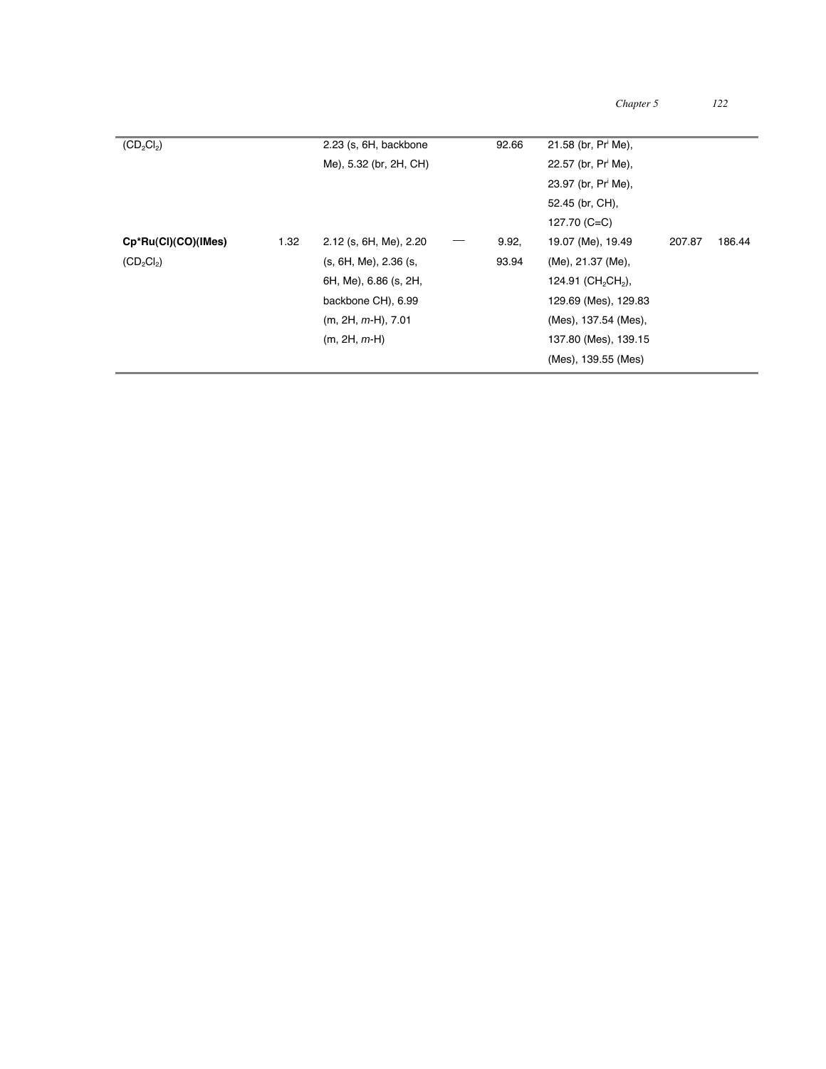| | | | | | | | |
|---|---|---|---|---|---|---|---|
| ($CD_2Cl_2$) | | 2.23 (s, 6H, backbone Me), 5.32 (br, 2H, CH) | | 92.66 | 21.58 (br, Pr$^i$ Me), 22.57 (br, Pr$^i$ Me), 23.97 (br, Pr$^i$ Me), 52.45 (br, CH), 127.70 (C=C) | | |
| **Cp*Ru(Cl)(CO)(IMes)** ($CD_2Cl_2$) | 1.32 | 2.12 (s, 6H, Me), 2.20 (s, 6H, Me), 2.36 (s, 6H, Me), 6.86 (s, 2H, backbone CH), 6.99 (m, 2H, *m*-H), 7.01 (m, 2H, *m*-H) | — | 9.92, 93.94 | 19.07 (Me), 19.49 (Me), 21.37 (Me), 124.91 ($CH_2CH_2$), 129.69 (Mes), 129.83 (Mes), 137.54 (Mes), 137.80 (Mes), 139.15 (Mes), 139.55 (Mes) | 207.87 | 186.44 |